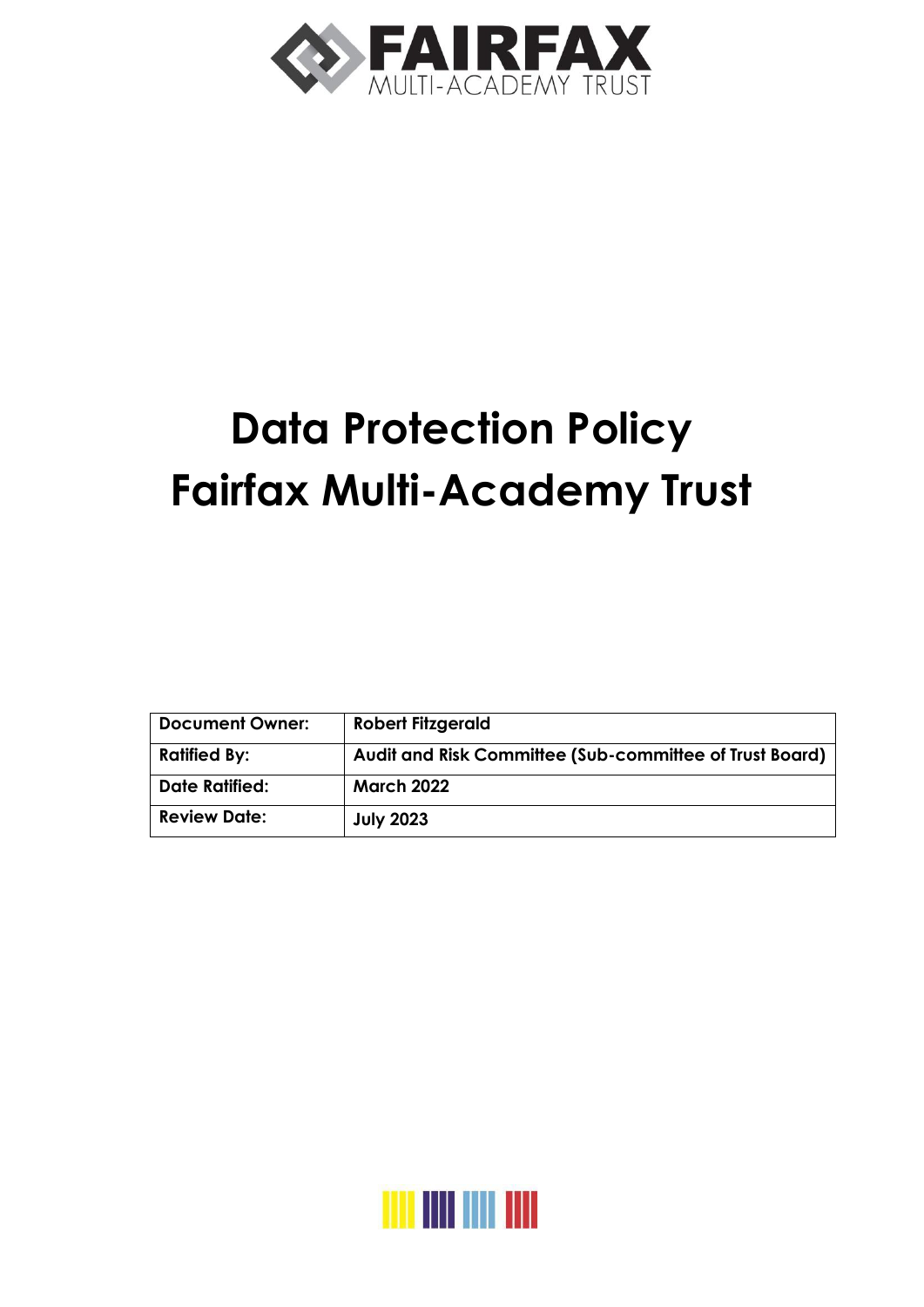FAIRFAX

MULTI-ACADEMY TRUST

# Data Protection Policy
# Fairfax Multi-Academy Trust

| Document Owner: | Robert Fitzgerald |
|---|---|
| Ratified By: | Audit and Risk Committee (Sub-committee of Trust Board) |
| Date Ratified: | March 2022 |
| Review Date: | July 2023 |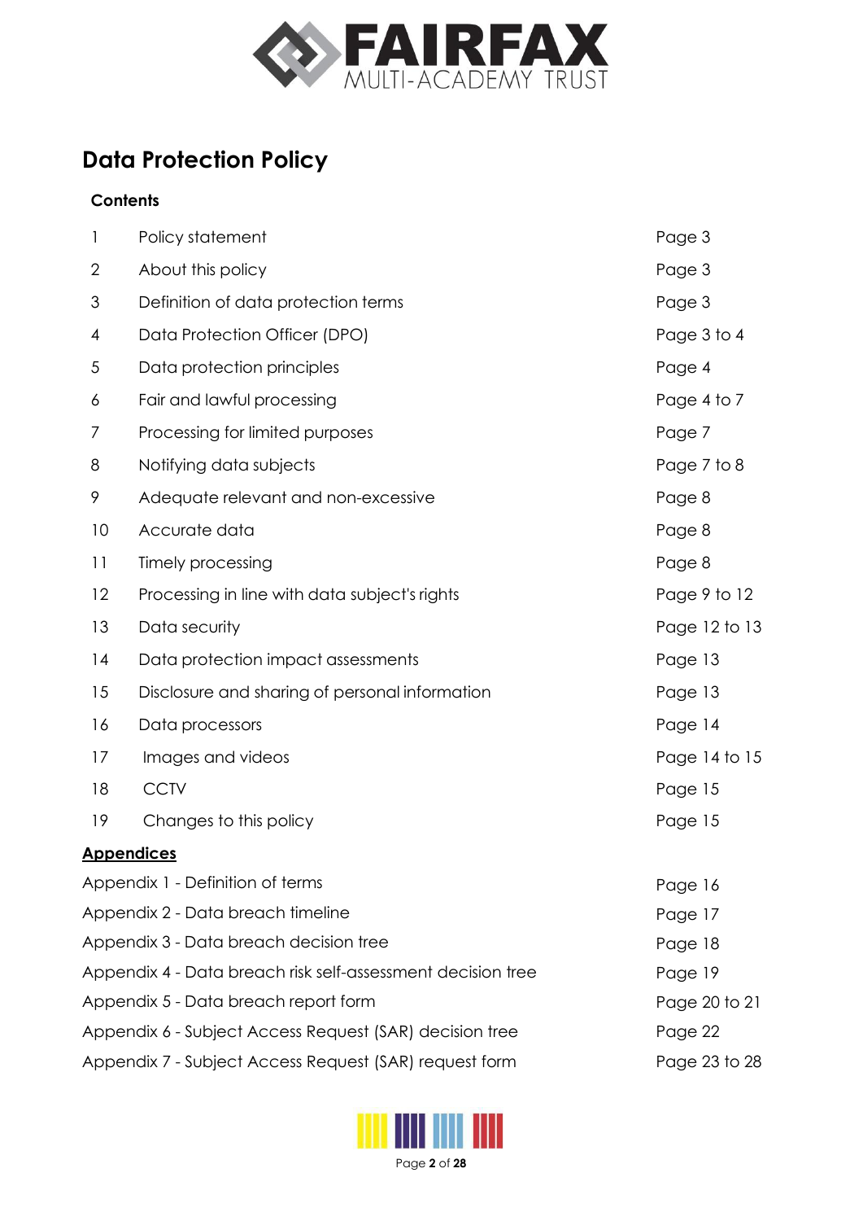FAIRFAX
MULTI-ACADEMY TRUST

# Data Protection Policy

## Contents

| | | |
|---|---|---|
| 1 | Policy statement | Page 3 |
| 2 | About this policy | Page 3 |
| 3 | Definition of data protection terms | Page 3 |
| 4 | Data Protection Officer (DPO) | Page 3 to 4 |
| 5 | Data protection principles | Page 4 |
| 6 | Fair and lawful processing | Page 4 to 7 |
| 7 | Processing for limited purposes | Page 7 |
| 8 | Notifying data subjects | Page 7 to 8 |
| 9 | Adequate relevant and non-excessive | Page 8 |
| 10 | Accurate data | Page 8 |
| 11 | Timely processing | Page 8 |
| 12 | Processing in line with data subject's rights | Page 9 to 12 |
| 13 | Data security | Page 12 to 13 |
| 14 | Data protection impact assessments | Page 13 |
| 15 | Disclosure and sharing of personal information | Page 13 |
| 16 | Data processors | Page 14 |
| 17 | Images and videos | Page 14 to 15 |
| 18 | CCTV | Page 15 |
| 19 | Changes to this policy | Page 15 |

**Appendices**

| | |
|---|---|
| Appendix 1 - Definition of terms | Page 16 |
| Appendix 2 - Data breach timeline | Page 17 |
| Appendix 3 - Data breach decision tree | Page 18 |
| Appendix 4 - Data breach risk self-assessment decision tree | Page 19 |
| Appendix 5 - Data breach report form | Page 20 to 21 |
| Appendix 6 - Subject Access Request (SAR) decision tree | Page 22 |
| Appendix 7 - Subject Access Request (SAR) request form | Page 23 to 28 |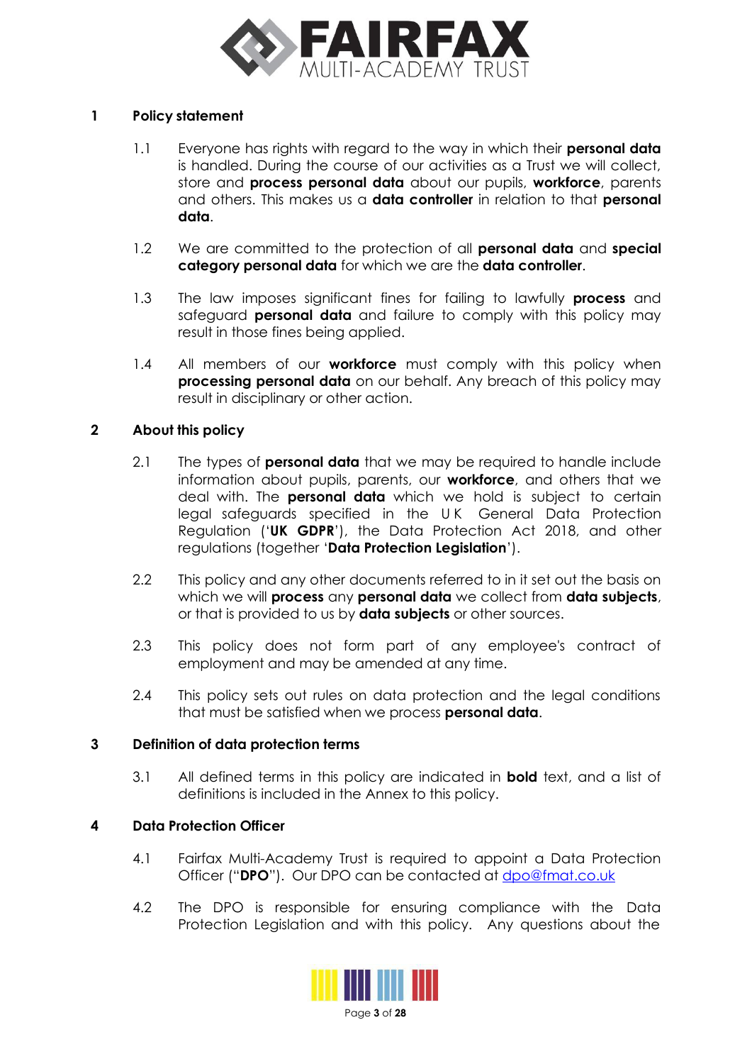## 1 Policy statement

1.1 Everyone has rights with regard to the way in which their **personal data** is handled. During the course of our activities as a Trust we will collect, store and **process personal data** about our pupils, **workforce**, parents and others. This makes us a **data controller** in relation to that **personal data**.

1.2 We are committed to the protection of all **personal data** and **special category personal data** for which we are the **data controller**.

1.3 The law imposes significant fines for failing to lawfully **process** and safeguard **personal data** and failure to comply with this policy may result in those fines being applied.

1.4 All members of our **workforce** must comply with this policy when **processing personal data** on our behalf. Any breach of this policy may result in disciplinary or other action.

## 2 About this policy

2.1 The types of **personal data** that we may be required to handle include information about pupils, parents, our **workforce**, and others that we deal with. The **personal data** which we hold is subject to certain legal safeguards specified in the UK General Data Protection Regulation ('**UK GDPR**'), the Data Protection Act 2018, and other regulations (together '**Data Protection Legislation**').

2.2 This policy and any other documents referred to in it set out the basis on which we will **process** any **personal data** we collect from **data subjects**, or that is provided to us by **data subjects** or other sources.

2.3 This policy does not form part of any employee's contract of employment and may be amended at any time.

2.4 This policy sets out rules on data protection and the legal conditions that must be satisfied when we process **personal data**.

## 3 Definition of data protection terms

3.1 All defined terms in this policy are indicated in **bold** text, and a list of definitions is included in the Annex to this policy.

## 4 Data Protection Officer

4.1 Fairfax Multi-Academy Trust is required to appoint a Data Protection Officer ("**DPO**"). Our DPO can be contacted at dpo@fmat.co.uk

4.2 The DPO is responsible for ensuring compliance with the Data Protection Legislation and with this policy. Any questions about the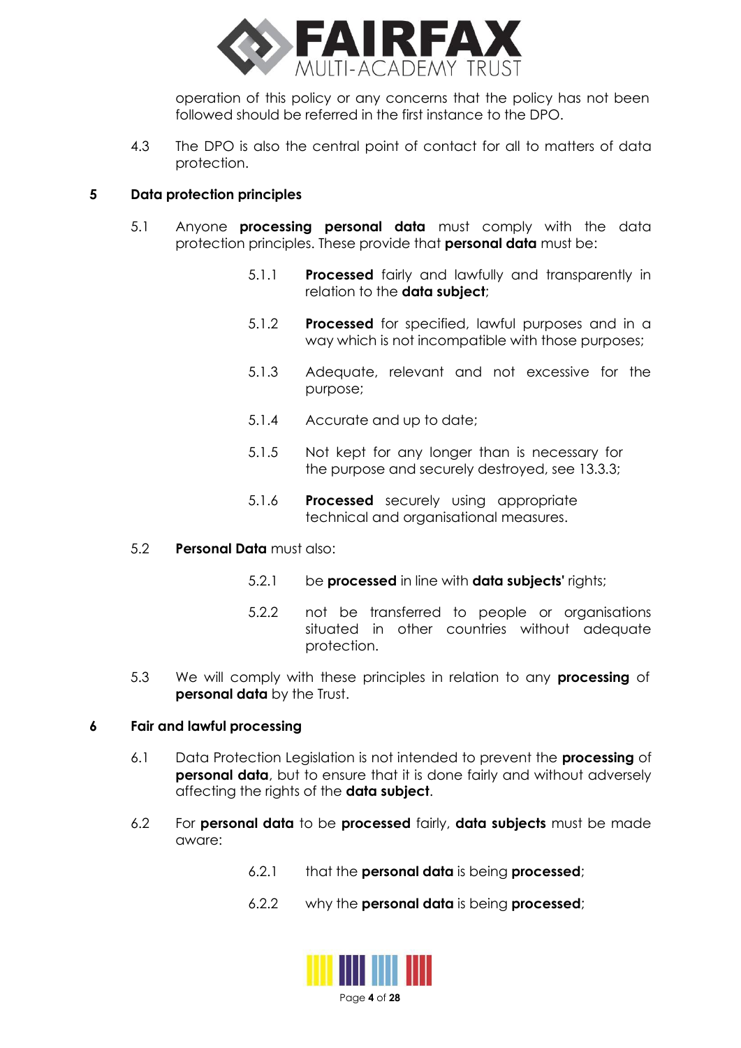operation of this policy or any concerns that the policy has not been followed should be referred in the first instance to the DPO.

4.3 The DPO is also the central point of contact for all to matters of data protection.

## 5 Data protection principles

5.1 Anyone **processing personal data** must comply with the data protection principles. These provide that **personal data** must be:

5.1.1 **Processed** fairly and lawfully and transparently in relation to the **data subject**;

5.1.2 **Processed** for specified, lawful purposes and in a way which is not incompatible with those purposes;

5.1.3 Adequate, relevant and not excessive for the purpose;

5.1.4 Accurate and up to date;

5.1.5 Not kept for any longer than is necessary for the purpose and securely destroyed, see 13.3.3;

5.1.6 **Processed** securely using appropriate technical and organisational measures.

5.2 **Personal Data** must also:

5.2.1 be **processed** in line with **data subjects'** rights;

5.2.2 not be transferred to people or organisations situated in other countries without adequate protection.

5.3 We will comply with these principles in relation to any **processing** of **personal data** by the Trust.

## 6 Fair and lawful processing

6.1 Data Protection Legislation is not intended to prevent the **processing** of **personal data**, but to ensure that it is done fairly and without adversely affecting the rights of the **data subject**.

6.2 For **personal data** to be **processed** fairly, **data subjects** must be made aware:

6.2.1 that the **personal data** is being **processed**;

6.2.2 why the **personal data** is being **processed**;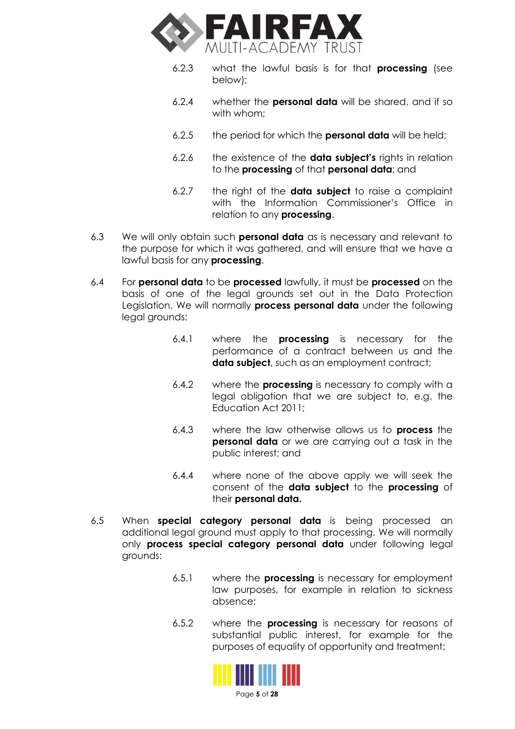6.2.3 what the lawful basis is for that **processing** (see below);

6.2.4 whether the **personal data** will be shared, and if so with whom;

6.2.5 the period for which the **personal data** will be held;

6.2.6 the existence of the **data subject's** rights in relation to the **processing** of that **personal data**; and

6.2.7 the right of the **data subject** to raise a complaint with the Information Commissioner's Office in relation to any **processing**.

6.3 We will only obtain such **personal data** as is necessary and relevant to the purpose for which it was gathered, and will ensure that we have a lawful basis for any **processing**.

6.4 For **personal data** to be **processed** lawfully, it must be **processed** on the basis of one of the legal grounds set out in the Data Protection Legislation. We will normally **process personal data** under the following legal grounds:

6.4.1 where the **processing** is necessary for the performance of a contract between us and the **data subject**, such as an employment contract;

6.4.2 where the **processing** is necessary to comply with a legal obligation that we are subject to, e.g. the Education Act 2011;

6.4.3 where the law otherwise allows us to **process** the **personal data** or we are carrying out a task in the public interest; and

6.4.4 where none of the above apply we will seek the consent of the **data subject** to the **processing** of their **personal data.**

6.5 When **special category personal data** is being processed an additional legal ground must apply to that processing. We will normally only **process special category personal data** under following legal grounds:

6.5.1 where the **processing** is necessary for employment law purposes, for example in relation to sickness absence;

6.5.2 where the **processing** is necessary for reasons of substantial public interest, for example for the purposes of equality of opportunity and treatment;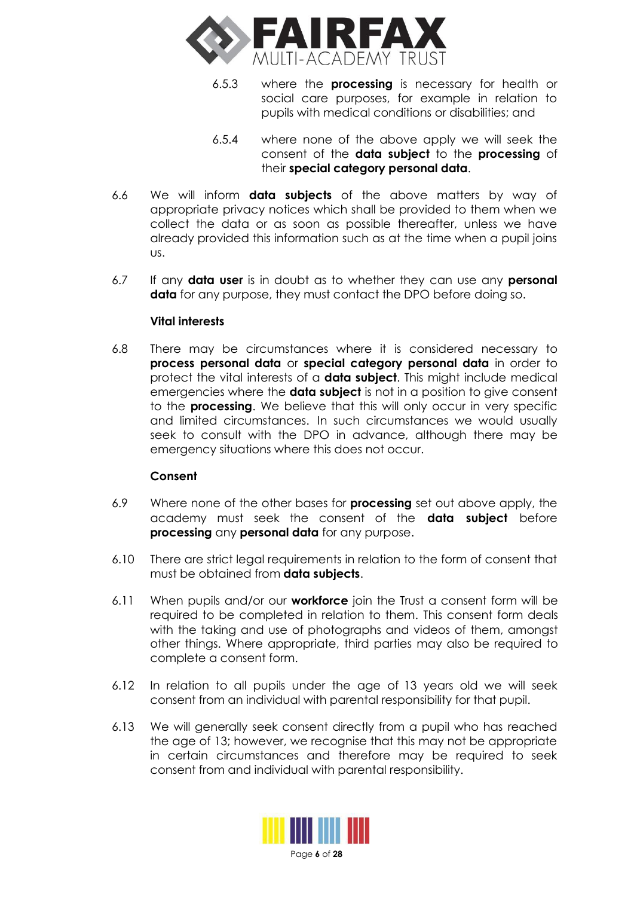6.5.3 where the **processing** is necessary for health or social care purposes, for example in relation to pupils with medical conditions or disabilities; and

6.5.4 where none of the above apply we will seek the consent of the **data subject** to the **processing** of their **special category personal data**.

6.6 We will inform **data subjects** of the above matters by way of appropriate privacy notices which shall be provided to them when we collect the data or as soon as possible thereafter, unless we have already provided this information such as at the time when a pupil joins us.

6.7 If any **data user** is in doubt as to whether they can use any **personal data** for any purpose, they must contact the DPO before doing so.

**Vital interests**

6.8 There may be circumstances where it is considered necessary to **process personal data** or **special category personal data** in order to protect the vital interests of a **data subject**. This might include medical emergencies where the **data subject** is not in a position to give consent to the **processing**. We believe that this will only occur in very specific and limited circumstances. In such circumstances we would usually seek to consult with the DPO in advance, although there may be emergency situations where this does not occur.

**Consent**

6.9 Where none of the other bases for **processing** set out above apply, the academy must seek the consent of the **data subject** before **processing** any **personal data** for any purpose.

6.10 There are strict legal requirements in relation to the form of consent that must be obtained from **data subjects**.

6.11 When pupils and/or our **workforce** join the Trust a consent form will be required to be completed in relation to them. This consent form deals with the taking and use of photographs and videos of them, amongst other things. Where appropriate, third parties may also be required to complete a consent form.

6.12 In relation to all pupils under the age of 13 years old we will seek consent from an individual with parental responsibility for that pupil.

6.13 We will generally seek consent directly from a pupil who has reached the age of 13; however, we recognise that this may not be appropriate in certain circumstances and therefore may be required to seek consent from and individual with parental responsibility.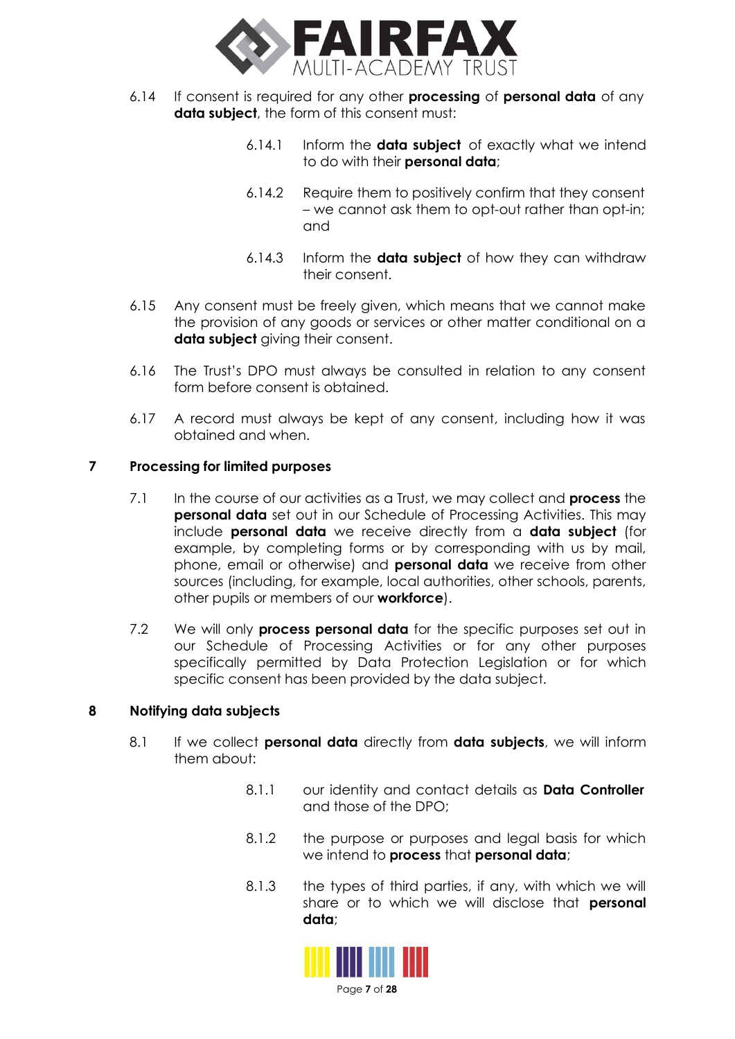6.14 If consent is required for any other **processing** of **personal data** of any **data subject**, the form of this consent must:

> 6.14.1 Inform the **data subject** of exactly what we intend to do with their **personal data**;
>
> 6.14.2 Require them to positively confirm that they consent – we cannot ask them to opt-out rather than opt-in; and
>
> 6.14.3 Inform the **data subject** of how they can withdraw their consent.

6.15 Any consent must be freely given, which means that we cannot make the provision of any goods or services or other matter conditional on a **data subject** giving their consent.

6.16 The Trust's DPO must always be consulted in relation to any consent form before consent is obtained.

6.17 A record must always be kept of any consent, including how it was obtained and when.

## 7 Processing for limited purposes

7.1 In the course of our activities as a Trust, we may collect and **process** the **personal data** set out in our Schedule of Processing Activities. This may include **personal data** we receive directly from a **data subject** (for example, by completing forms or by corresponding with us by mail, phone, email or otherwise) and **personal data** we receive from other sources (including, for example, local authorities, other schools, parents, other pupils or members of our **workforce**).

7.2 We will only **process personal data** for the specific purposes set out in our Schedule of Processing Activities or for any other purposes specifically permitted by Data Protection Legislation or for which specific consent has been provided by the data subject.

## 8 Notifying data subjects

8.1 If we collect **personal data** directly from **data subjects**, we will inform them about:

> 8.1.1 our identity and contact details as **Data Controller** and those of the DPO;
>
> 8.1.2 the purpose or purposes and legal basis for which we intend to **process** that **personal data**;
>
> 8.1.3 the types of third parties, if any, with which we will share or to which we will disclose that **personal data**;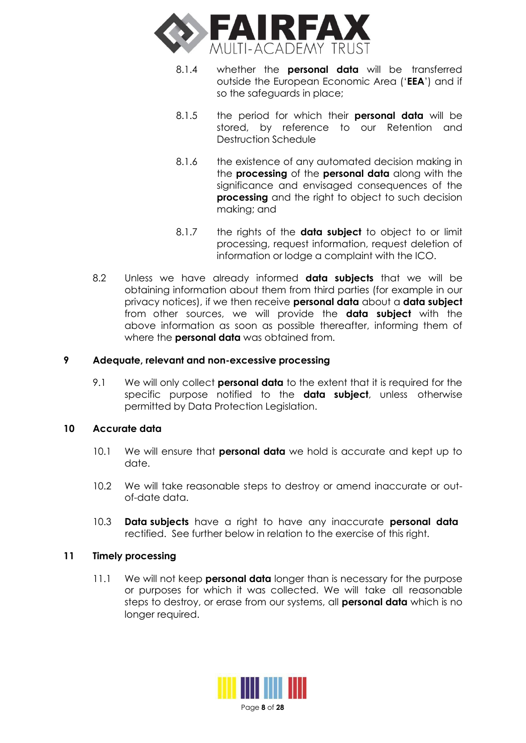8.1.4 whether the **personal data** will be transferred outside the European Economic Area ('**EEA**') and if so the safeguards in place;

8.1.5 the period for which their **personal data** will be stored, by reference to our Retention and Destruction Schedule

8.1.6 the existence of any automated decision making in the **processing** of the **personal data** along with the significance and envisaged consequences of the **processing** and the right to object to such decision making; and

8.1.7 the rights of the **data subject** to object to or limit processing, request information, request deletion of information or lodge a complaint with the ICO.

8.2 Unless we have already informed **data subjects** that we will be obtaining information about them from third parties (for example in our privacy notices), if we then receive **personal data** about a **data subject** from other sources, we will provide the **data subject** with the above information as soon as possible thereafter, informing them of where the **personal data** was obtained from.

## 9 Adequate, relevant and non-excessive processing

9.1 We will only collect **personal data** to the extent that it is required for the specific purpose notified to the **data subject**, unless otherwise permitted by Data Protection Legislation.

## 10 Accurate data

10.1 We will ensure that **personal data** we hold is accurate and kept up to date.

10.2 We will take reasonable steps to destroy or amend inaccurate or out-of-date data.

10.3 **Data subjects** have a right to have any inaccurate **personal data** rectified. See further below in relation to the exercise of this right.

## 11 Timely processing

11.1 We will not keep **personal data** longer than is necessary for the purpose or purposes for which it was collected. We will take all reasonable steps to destroy, or erase from our systems, all **personal data** which is no longer required.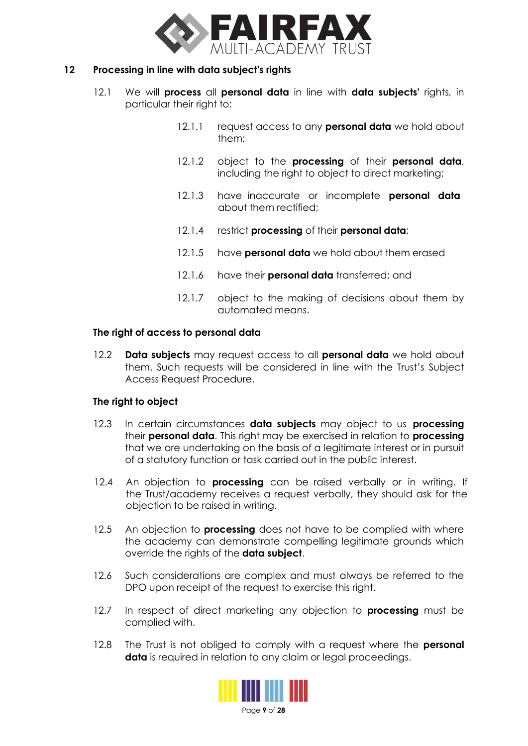## 12 Processing in line with data subject's rights

12.1 We will **process** all **personal data** in line with **data subjects'** rights, in particular their right to:

- 12.1.1 request access to any **personal data** we hold about them;
- 12.1.2 object to the **processing** of their **personal data**, including the right to object to direct marketing;
- 12.1.3 have inaccurate or incomplete **personal data** about them rectified;
- 12.1.4 restrict **processing** of their **personal data**;
- 12.1.5 have **personal data** we hold about them erased
- 12.1.6 have their **personal data** transferred; and
- 12.1.7 object to the making of decisions about them by automated means.

### The right of access to personal data

12.2 **Data subjects** may request access to all **personal data** we hold about them. Such requests will be considered in line with the Trust's Subject Access Request Procedure.

### The right to object

12.3 In certain circumstances **data subjects** may object to us **processing** their **personal data**. This right may be exercised in relation to **processing** that we are undertaking on the basis of a legitimate interest or in pursuit of a statutory function or task carried out in the public interest.

12.4 An objection to **processing** can be raised verbally or in writing. If the Trust/academy receives a request verbally, they should ask for the objection to be raised in writing.

12.5 An objection to **processing** does not have to be complied with where the academy can demonstrate compelling legitimate grounds which override the rights of the **data subject**.

12.6 Such considerations are complex and must always be referred to the DPO upon receipt of the request to exercise this right.

12.7 In respect of direct marketing any objection to **processing** must be complied with.

12.8 The Trust is not obliged to comply with a request where the **personal data** is required in relation to any claim or legal proceedings.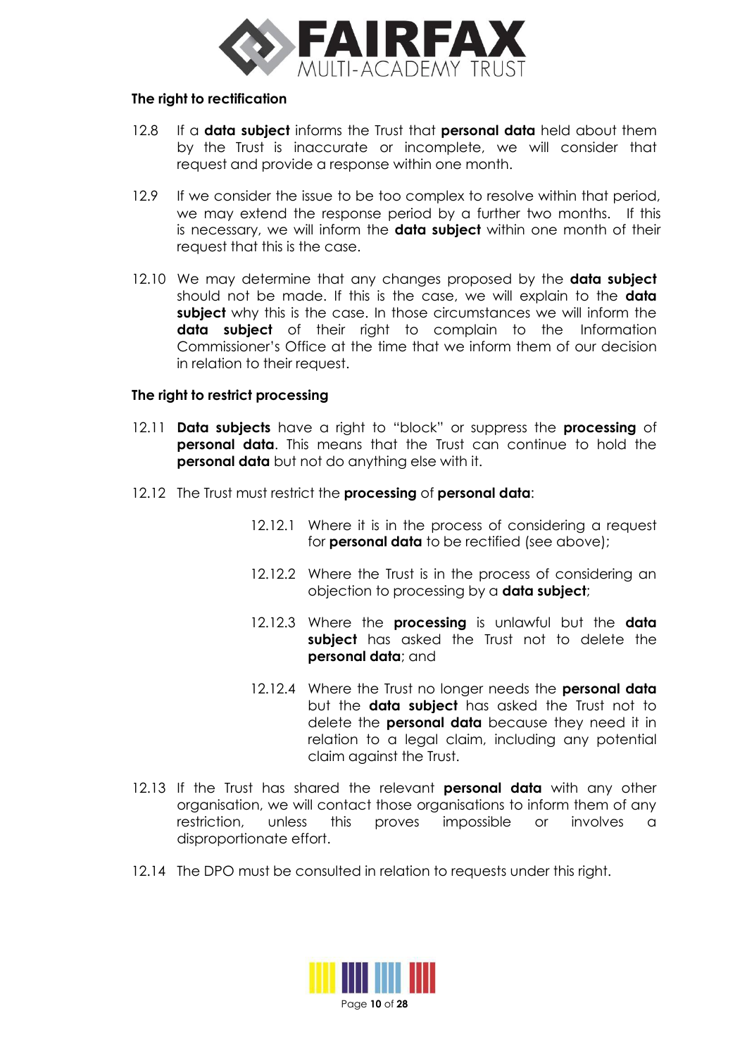**The right to rectification**

12.8 If a **data subject** informs the Trust that **personal data** held about them by the Trust is inaccurate or incomplete, we will consider that request and provide a response within one month.

12.9 If we consider the issue to be too complex to resolve within that period, we may extend the response period by a further two months. If this is necessary, we will inform the **data subject** within one month of their request that this is the case.

12.10 We may determine that any changes proposed by the **data subject** should not be made. If this is the case, we will explain to the **data subject** why this is the case. In those circumstances we will inform the **data subject** of their right to complain to the Information Commissioner's Office at the time that we inform them of our decision in relation to their request.

**The right to restrict processing**

12.11 **Data subjects** have a right to "block" or suppress the **processing** of **personal data**. This means that the Trust can continue to hold the **personal data** but not do anything else with it.

12.12 The Trust must restrict the **processing** of **personal data**:

> 12.12.1 Where it is in the process of considering a request for **personal data** to be rectified (see above);
>
> 12.12.2 Where the Trust is in the process of considering an objection to processing by a **data subject**;
>
> 12.12.3 Where the **processing** is unlawful but the **data subject** has asked the Trust not to delete the **personal data**; and
>
> 12.12.4 Where the Trust no longer needs the **personal data** but the **data subject** has asked the Trust not to delete the **personal data** because they need it in relation to a legal claim, including any potential claim against the Trust.

12.13 If the Trust has shared the relevant **personal data** with any other organisation, we will contact those organisations to inform them of any restriction, unless this proves impossible or involves a disproportionate effort.

12.14 The DPO must be consulted in relation to requests under this right.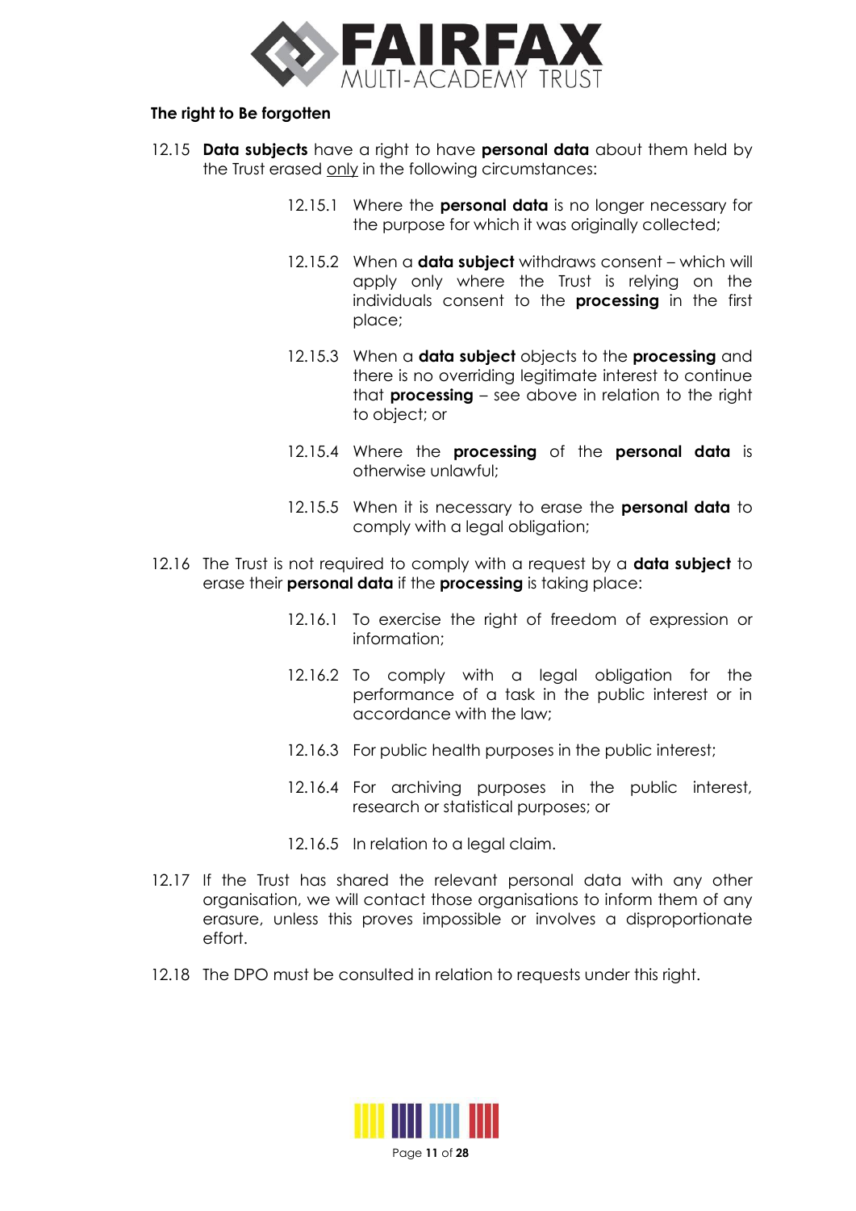**The right to Be forgotten**

12.15 **Data subjects** have a right to have **personal data** about them held by the Trust erased <u>only</u> in the following circumstances:

> 12.15.1 Where the **personal data** is no longer necessary for the purpose for which it was originally collected;
>
> 12.15.2 When a **data subject** withdraws consent – which will apply only where the Trust is relying on the individuals consent to the **processing** in the first place;
>
> 12.15.3 When a **data subject** objects to the **processing** and there is no overriding legitimate interest to continue that **processing** – see above in relation to the right to object; or
>
> 12.15.4 Where the **processing** of the **personal data** is otherwise unlawful;
>
> 12.15.5 When it is necessary to erase the **personal data** to comply with a legal obligation;

12.16 The Trust is not required to comply with a request by a **data subject** to erase their **personal data** if the **processing** is taking place:

> 12.16.1 To exercise the right of freedom of expression or information;
>
> 12.16.2 To comply with a legal obligation for the performance of a task in the public interest or in accordance with the law;
>
> 12.16.3 For public health purposes in the public interest;
>
> 12.16.4 For archiving purposes in the public interest, research or statistical purposes; or
>
> 12.16.5 In relation to a legal claim.

12.17 If the Trust has shared the relevant personal data with any other organisation, we will contact those organisations to inform them of any erasure, unless this proves impossible or involves a disproportionate effort.

12.18 The DPO must be consulted in relation to requests under this right.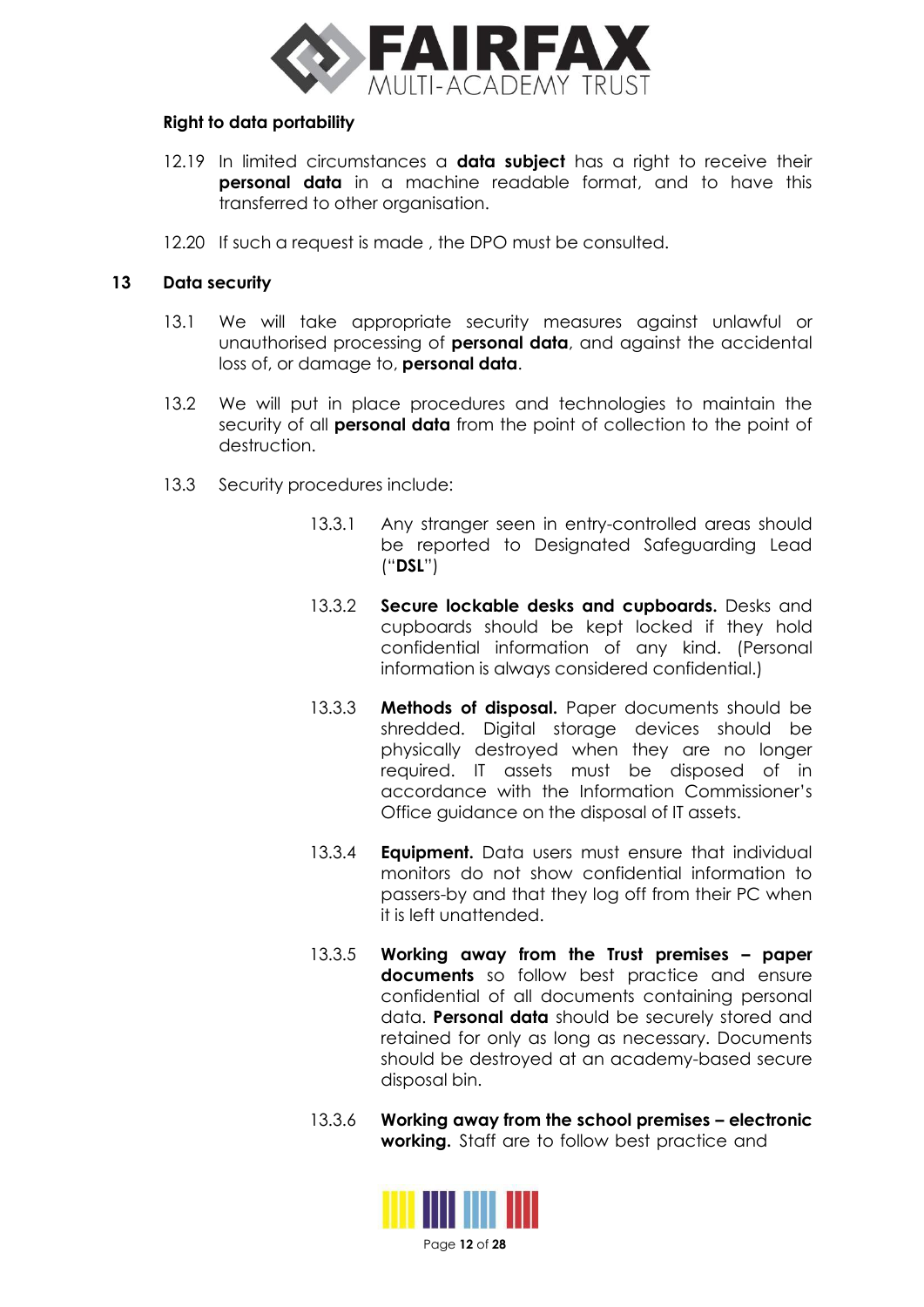**Right to data portability**

12.19 In limited circumstances a **data subject** has a right to receive their **personal data** in a machine readable format, and to have this transferred to other organisation.

12.20 If such a request is made , the DPO must be consulted.

## 13 Data security

13.1 We will take appropriate security measures against unlawful or unauthorised processing of **personal data**, and against the accidental loss of, or damage to, **personal data**.

13.2 We will put in place procedures and technologies to maintain the security of all **personal data** from the point of collection to the point of destruction.

13.3 Security procedures include:

13.3.1 Any stranger seen in entry-controlled areas should be reported to Designated Safeguarding Lead ("**DSL**")

13.3.2 **Secure lockable desks and cupboards.** Desks and cupboards should be kept locked if they hold confidential information of any kind. (Personal information is always considered confidential.)

13.3.3 **Methods of disposal.** Paper documents should be shredded. Digital storage devices should be physically destroyed when they are no longer required. IT assets must be disposed of in accordance with the Information Commissioner's Office guidance on the disposal of IT assets.

13.3.4 **Equipment.** Data users must ensure that individual monitors do not show confidential information to passers-by and that they log off from their PC when it is left unattended.

13.3.5 **Working away from the Trust premises – paper documents** so follow best practice and ensure confidential of all documents containing personal data. **Personal data** should be securely stored and retained for only as long as necessary. Documents should be destroyed at an academy-based secure disposal bin.

13.3.6 **Working away from the school premises – electronic working.** Staff are to follow best practice and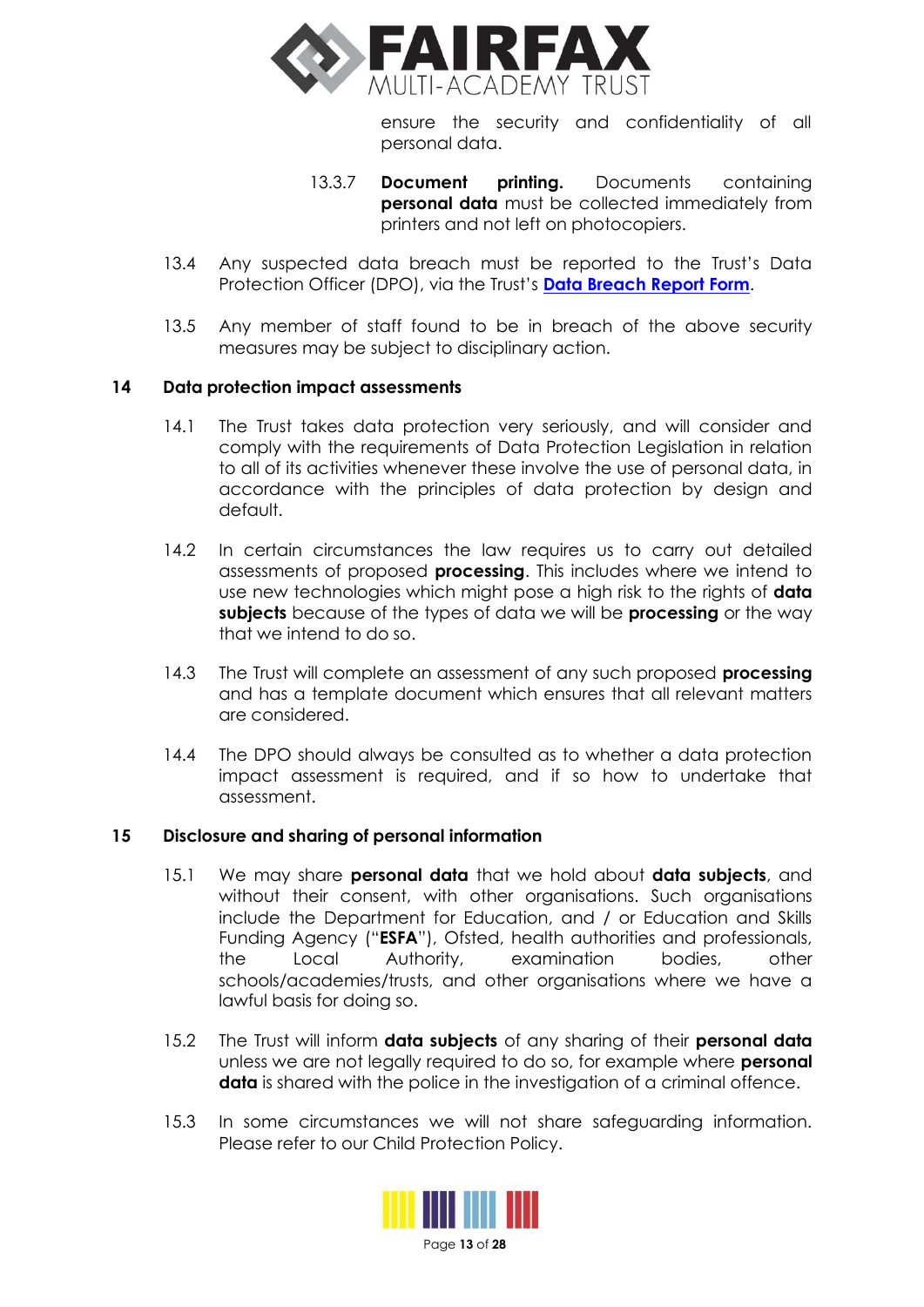ensure the security and confidentiality of all personal data.

13.3.7 **Document printing.** Documents containing **personal data** must be collected immediately from printers and not left on photocopiers.

13.4 Any suspected data breach must be reported to the Trust's Data Protection Officer (DPO), via the Trust's **Data Breach Report Form**.

13.5 Any member of staff found to be in breach of the above security measures may be subject to disciplinary action.

## 14 Data protection impact assessments

14.1 The Trust takes data protection very seriously, and will consider and comply with the requirements of Data Protection Legislation in relation to all of its activities whenever these involve the use of personal data, in accordance with the principles of data protection by design and default.

14.2 In certain circumstances the law requires us to carry out detailed assessments of proposed **processing**. This includes where we intend to use new technologies which might pose a high risk to the rights of **data subjects** because of the types of data we will be **processing** or the way that we intend to do so.

14.3 The Trust will complete an assessment of any such proposed **processing** and has a template document which ensures that all relevant matters are considered.

14.4 The DPO should always be consulted as to whether a data protection impact assessment is required, and if so how to undertake that assessment.

## 15 Disclosure and sharing of personal information

15.1 We may share **personal data** that we hold about **data subjects**, and without their consent, with other organisations. Such organisations include the Department for Education, and / or Education and Skills Funding Agency ("**ESFA**"), Ofsted, health authorities and professionals, the Local Authority, examination bodies, other schools/academies/trusts, and other organisations where we have a lawful basis for doing so.

15.2 The Trust will inform **data subjects** of any sharing of their **personal data** unless we are not legally required to do so, for example where **personal data** is shared with the police in the investigation of a criminal offence.

15.3 In some circumstances we will not share safeguarding information. Please refer to our Child Protection Policy.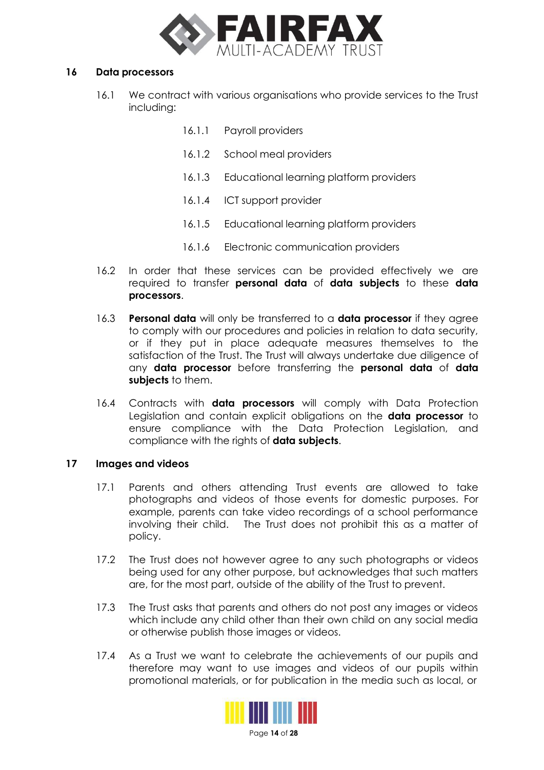## 16 Data processors

16.1 We contract with various organisations who provide services to the Trust including:

16.1.1 Payroll providers

16.1.2 School meal providers

16.1.3 Educational learning platform providers

16.1.4 ICT support provider

16.1.5 Educational learning platform providers

16.1.6 Electronic communication providers

16.2 In order that these services can be provided effectively we are required to transfer **personal data** of **data subjects** to these **data processors**.

16.3 **Personal data** will only be transferred to a **data processor** if they agree to comply with our procedures and policies in relation to data security, or if they put in place adequate measures themselves to the satisfaction of the Trust. The Trust will always undertake due diligence of any **data processor** before transferring the **personal data** of **data subjects** to them.

16.4 Contracts with **data processors** will comply with Data Protection Legislation and contain explicit obligations on the **data processor** to ensure compliance with the Data Protection Legislation, and compliance with the rights of **data subjects**.

## 17 Images and videos

17.1 Parents and others attending Trust events are allowed to take photographs and videos of those events for domestic purposes. For example, parents can take video recordings of a school performance involving their child. The Trust does not prohibit this as a matter of policy.

17.2 The Trust does not however agree to any such photographs or videos being used for any other purpose, but acknowledges that such matters are, for the most part, outside of the ability of the Trust to prevent.

17.3 The Trust asks that parents and others do not post any images or videos which include any child other than their own child on any social media or otherwise publish those images or videos.

17.4 As a Trust we want to celebrate the achievements of our pupils and therefore may want to use images and videos of our pupils within promotional materials, or for publication in the media such as local, or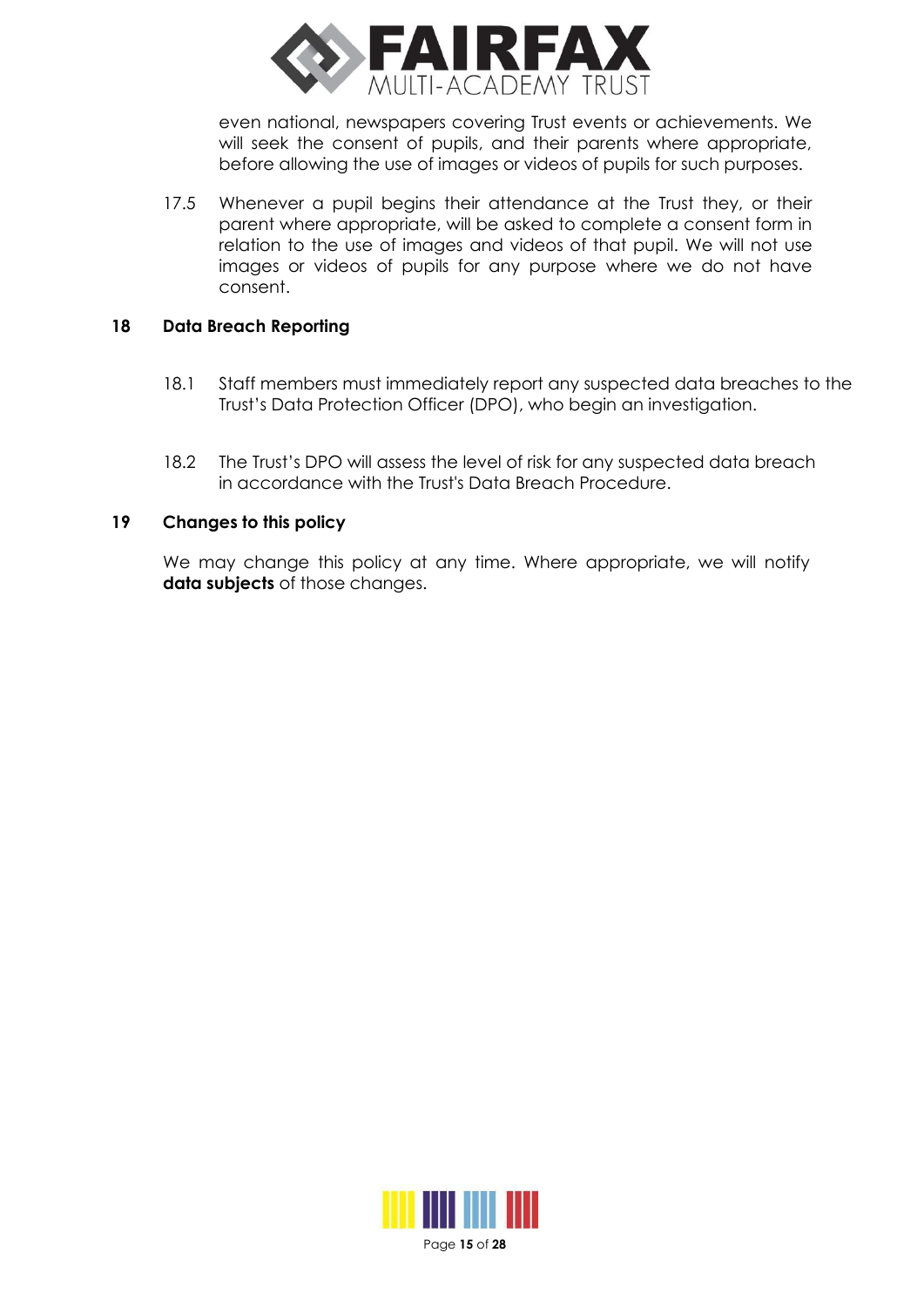even national, newspapers covering Trust events or achievements. We will seek the consent of pupils, and their parents where appropriate, before allowing the use of images or videos of pupils for such purposes.

17.5 Whenever a pupil begins their attendance at the Trust they, or their parent where appropriate, will be asked to complete a consent form in relation to the use of images and videos of that pupil. We will not use images or videos of pupils for any purpose where we do not have consent.

## 18 Data Breach Reporting

18.1 Staff members must immediately report any suspected data breaches to the Trust's Data Protection Officer (DPO), who begin an investigation.

18.2 The Trust's DPO will assess the level of risk for any suspected data breach in accordance with the Trust's Data Breach Procedure.

## 19 Changes to this policy

We may change this policy at any time. Where appropriate, we will notify **data subjects** of those changes.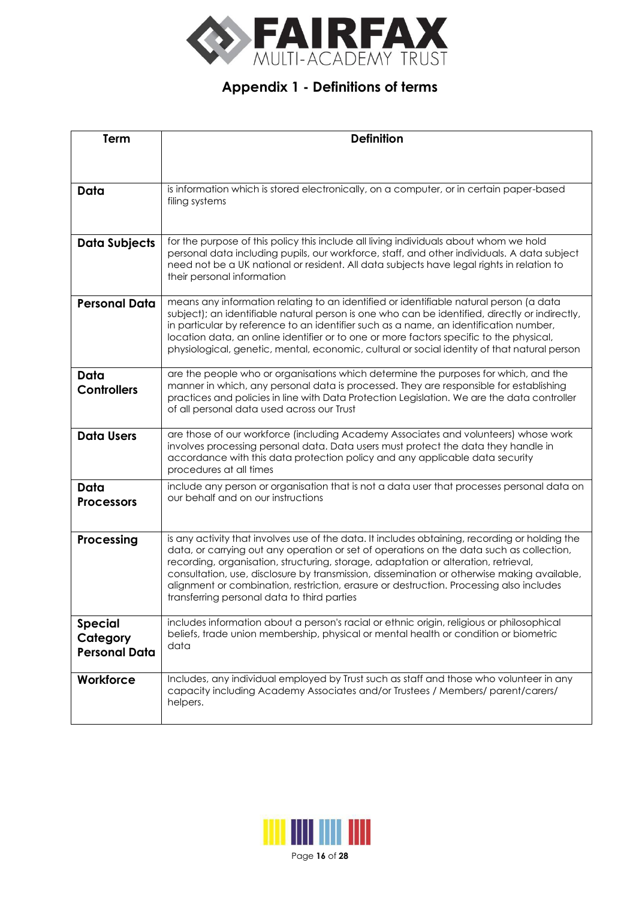# Appendix 1 - Definitions of terms

| Term | Definition |
|---|---|
| **Data** | is information which is stored electronically, on a computer, or in certain paper-based filing systems |
| **Data Subjects** | for the purpose of this policy this include all living individuals about whom we hold personal data including pupils, our workforce, staff, and other individuals. A data subject need not be a UK national or resident. All data subjects have legal rights in relation to their personal information |
| **Personal Data** | means any information relating to an identified or identifiable natural person (a data subject); an identifiable natural person is one who can be identified, directly or indirectly, in particular by reference to an identifier such as a name, an identification number, location data, an online identifier or to one or more factors specific to the physical, physiological, genetic, mental, economic, cultural or social identity of that natural person |
| **Data Controllers** | are the people who or organisations which determine the purposes for which, and the manner in which, any personal data is processed. They are responsible for establishing practices and policies in line with Data Protection Legislation. We are the data controller of all personal data used across our Trust |
| **Data Users** | are those of our workforce (including Academy Associates and volunteers) whose work involves processing personal data. Data users must protect the data they handle in accordance with this data protection policy and any applicable data security procedures at all times |
| **Data Processors** | include any person or organisation that is not a data user that processes personal data on our behalf and on our instructions |
| **Processing** | is any activity that involves use of the data. It includes obtaining, recording or holding the data, or carrying out any operation or set of operations on the data such as collection, recording, organisation, structuring, storage, adaptation or alteration, retrieval, consultation, use, disclosure by transmission, dissemination or otherwise making available, alignment or combination, restriction, erasure or destruction. Processing also includes transferring personal data to third parties |
| **Special Category Personal Data** | includes information about a person's racial or ethnic origin, religious or philosophical beliefs, trade union membership, physical or mental health or condition or biometric data |
| **Workforce** | Includes, any individual employed by Trust such as staff and those who volunteer in any capacity including Academy Associates and/or Trustees / Members/ parent/carers/ helpers. |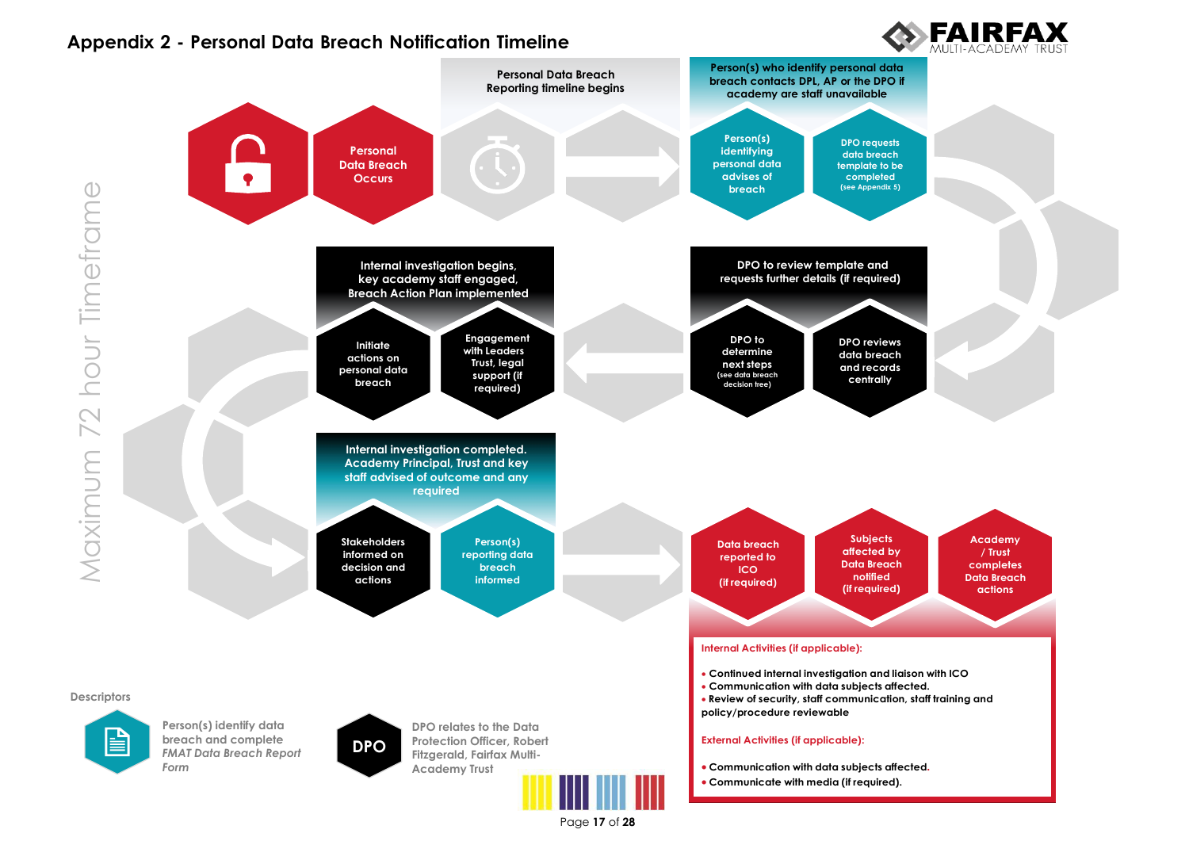# Appendix 2 - Personal Data Breach Notification Timeline

FAIRFAX MULTI-ACADEMY TRUST

Maximum 72 hour Timeframe

**Personal Data Breach Occurs**

**Personal Data Breach Reporting timeline begins**

**Person(s) who identify personal data breach contacts DPL, AP or the DPO if academy are staff unavailable**

- Person(s) identifying personal data advises of breach
- DPO requests data breach template to be completed (see Appendix 5)

**DPO to review template and requests further details (if required)**

- DPO reviews data breach and records centrally
- DPO to determine next steps (see data breach decision tree)

**Internal investigation begins, key academy staff engaged, Breach Action Plan implemented**

- Engagement with Leaders Trust, legal support (if required)
- Initiate actions on personal data breach

**Internal investigation completed. Academy Principal, Trust and key staff advised of outcome and any required**

- Stakeholders informed on decision and actions
- Person(s) reporting data breach informed

- Data breach reported to ICO (if required)
- Subjects affected by Data Breach notified (if required)
- Academy / Trust completes Data Breach actions

**Internal Activities (if applicable):**

- Continued internal investigation and liaison with ICO
- Communication with data subjects affected.
- Review of security, staff communication, staff training and policy/procedure reviewable

**External Activities (if applicable):**

- Communication with data subjects affected.
- Communicate with media (if required).

**Descriptors**

Person(s) identify data breach and complete *FMAT Data Breach Report Form*

DPO relates to the Data Protection Officer, Robert Fitzgerald, Fairfax Multi-Academy Trust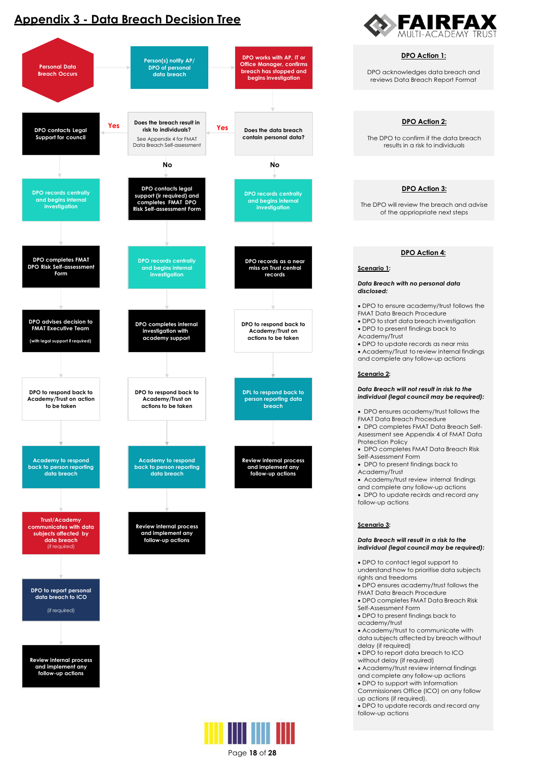# Appendix 3 - Data Breach Decision Tree

Personal Data Breach Occurs → Person(s) notify AP/ DPO of personal data breach → DPO works with AP, IT or Office Manager, confirms breach has stopped and begins investigation

**Does the data breach contain personal data?**

- **No:**
  - DPO records centrally and begins internal investigation
  - DPO records as a near miss on Trust central records
  - DPO to respond back to Academy/Trust on actions to be taken
  - DPL to respond back to person reporting data breach
  - Review internal process and implement any follow-up actions
- **Yes:** Does the breach result in risk to individuals? (See Appendix 4 for FMAT Data Breach Self-assessment)
  - **No:**
    - DPO contacts legal support (ir required) and completes FMAT DPO Risk Self-assessment Form
    - DPO records centrally and begins internal investigation
    - DPO completes internal investigation with academy support
    - DPO to respond back to Academy/Trust on actions to be taken
    - Academy to respond back to person reporting data breach
    - Review internal process and implement any follow-up actions
  - **Yes:**
    - DPO contacts Legal Support for council
    - DPO records centrally and begins internal investigation
    - DPO completes FMAT DPO Risk Self-assessment Form
    - DPO advises decision to FMAT Executive Team (with legal support if required)
    - DPO to respond back to Academy/Trust on action to be taken
    - Academy to respond back to person reporting data breach
    - Trust/Academy communicates with data subjects affected by data breach (if required)
    - DPO to report personal data breach to ICO (if required)
    - Review internal process and implement any follow-up actions

## DPO Action 1:

DPO acknowledges data breach and reviews Data Breach Report Format

## DPO Action 2:

The DPO to confirm if the data breach results in a risk to individuals

## DPO Action 3:

The DPO will review the breach and advise of the appriopriate next steps

## DPO Action 4:

**Scenario 1:**

***Data Breach with no personal data disclosed:***

- DPO to ensure academy/trust follows the FMAT Data Breach Procedure
- DPO to start data breach investigation
- DPO to present findings back to Academy/Trust
- DPO to update records as near miss
- Academy/Trust to review internal findings and complete any follow-up actions

**Scenario 2:**

***Data Breach will not result in risk to the individual (legal council may be required):***

- DPO ensures academy/trust follows the FMAT Data Breach Procedure
- DPO completes FMAT Data Breach Self-Assessment see Appendix 4 of FMAT Data Protection Policy
- DPO completes FMAT Data Breach Risk Self-Assessment Form
- DPO to present findings back to Academy/Trust
- Academy/trust review internal findings and complete any follow-up actions
- DPO to update recirds and record any follow-up actions

**Scenario 3:**

***Data Breach will result in a risk to the individual (legal council may be required):***

- DPO to contact legal support to understand how to prioritise data subjects rights and freedoms
- DPO ensures academy/trust follows the FMAT Data Breach Procedure
- DPO completes FMAT Data Breach Risk Self-Assessment Form
- DPO to present findings back to academy/trust
- Academy/trust to communicate with data subjects affected by breach without delay (if required)
- DPO to report data breach to ICO without delay (if required)
- Academy/trust review internal findings and complete any follow-up actions
- DPO to support with Information Commissioners Office (ICO) on any follow up actions (if required).
- DPO to update records and record any follow-up actions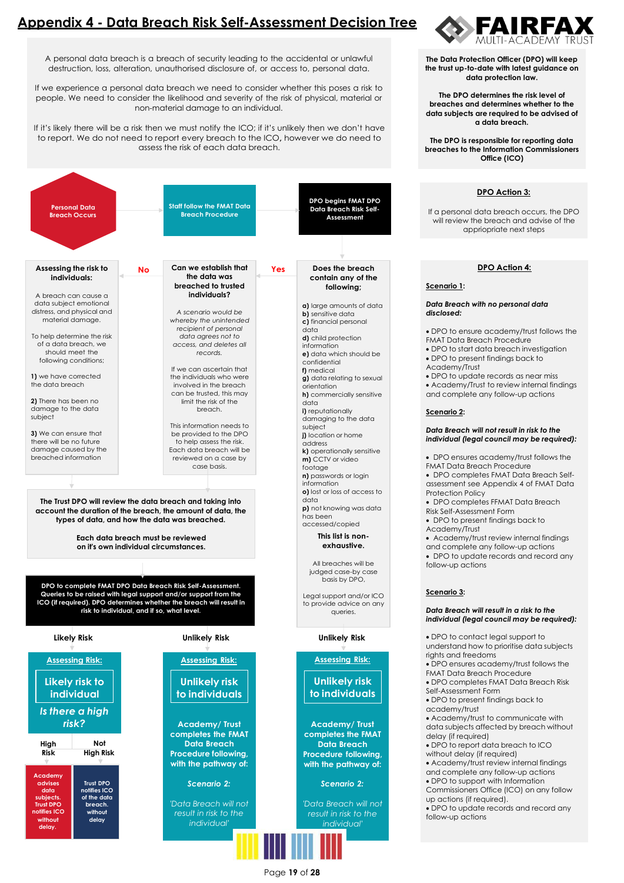# Appendix 4 - Data Breach Risk Self-Assessment Decision Tree

**FAIRFAX MULTI-ACADEMY TRUST**

A personal data breach is a breach of security leading to the accidental or unlawful destruction, loss, alteration, unauthorised disclosure of, or access to, personal data.

If we experience a personal data breach we need to consider whether this poses a risk to people. We need to consider the likelihood and severity of the risk of physical, material or non-material damage to an individual.

If it's likely there will be a risk then we must notify the ICO; if it's unlikely then we don't have to report. We do not need to report every breach to the ICO, however we do need to assess the risk of each data breach.

**The Data Protection Officer (DPO) will keep the trust up-to-date with latest guidance on data protection law.**

**The DPO determines the risk level of breaches and determines whether to the data subjects are required to be advised of a data breach.**

**The DPO is responsible for reporting data breaches to the Information Commissioners Office (ICO)**

**Personal Data Breach Occurs** → **Staff follow the FMAT Data Breach Procedure** → **DPO begins FMAT DPO Data Breach Risk Self-Assessment**

**Does the breach contain any of the following;**

a) large amounts of data
b) sensitive data
c) financial personal data
d) child protection information
e) data which should be confidential
f) medical
g) data relating to sexual orientation
h) commercially sensitive data
i) reputationally damaging to the data subject
j) location or home address
k) operationally sensitive
m) CCTV or video footage
n) passwords or login information
o) lost or loss of access to data
p) not knowing was data has been accessed/copied

**This list is non-exhaustive.**

All breaches will be judged case-by case basis by DPO.

Legal support and/or ICO to provide advice on any queries.

**Yes** →

**Can we establish that the data was breached to trusted individuals?**

*A scenario would be whereby the unintended recipient of personal data agrees not to access, and deletes all records.*

If we can ascertain that the individuals who were involved in the breach can be trusted, this may limit the risk of the breach.

This information needs to be provided to the DPO to help assess the risk. Each data breach will be reviewed on a case by case basis.

**No** →

**Assessing the risk to individuals:**

A breach can cause a data subject emotional distress, and physical and material damage.

To help determine the risk of a data breach, we should meet the following conditions;

1) we have corrected the data breach

2) There has been no damage to the data subject

3) We can ensure that there will be no future damage caused by the breached information

**The Trust DPO will review the data breach and taking into account the duration of the breach, the amount of data, the types of data, and how the data was breached.**

**Each data breach must be reviewed on it's own individual circumstances.**

**DPO to complete FMAT DPO Data Breach Risk Self-Assessment. Queries to be raised with legal support and/or support from the ICO (if required). DPO determines whether the breach will result in risk to individual, and if so, what level.**

**Likely Risk**

**Assessing Risk:**

**Likely risk to individual**

***Is there a high risk?***

- **High Risk:** Academy advises data subjects. Trust DPO notifies ICO without delay.
- **Not High Risk:** Trust DPO notifies ICO of the data breach. without delay

**Unlikely Risk**

**Assessing Risk:**

**Unlikely risk to individuals**

**Academy/ Trust completes the FMAT Data Breach Procedure following, with the pathway of:**

***Scenario 2:***

*'Data Breach will not result in risk to the individual'*

**Unlikely Risk**

**Assessing Risk:**

**Unlikely risk to individuals**

**Academy/ Trust completes the FMAT Data Breach Procedure following, with the pathway of:**

***Scenario 2:***

*'Data Breach will not result in risk to the individual'*

## DPO Action 3:

If a personal data breach occurs, the DPO will review the breach and advise of the appropriate next steps

## DPO Action 4:

**Scenario 1:**

***Data Breach with no personal data disclosed:***

- DPO to ensure academy/trust follows the FMAT Data Breach Procedure
- DPO to start data breach investigation
- DPO to present findings back to Academy/Trust
- DPO to update records as near miss
- Academy/Trust to review internal findings and complete any follow-up actions

**Scenario 2:**

***Data Breach will not result in risk to the individual (legal council may be required):***

- DPO ensures academy/trust follows the FMAT Data Breach Procedure
- DPO completes FMAT Data Breach Self-assessment see Appendix 4 of FMAT Data Protection Policy
- DPO completes FFMAT Data Breach Risk Self-Assessment Form
- DPO to present findings back to Academy/Trust
- Academy/trust review internal findings and complete any follow-up actions
- DPO to update records and record any follow-up actions

**Scenario 3:**

***Data Breach will result in a risk to the individual (legal council may be required):***

- DPO to contact legal support to understand how to prioritise data subjects rights and freedoms
- DPO ensures academy/trust follows the FMAT Data Breach Procedure
- DPO completes FMAT Data Breach Risk Self-Assessment Form
- DPO to present findings back to academy/trust
- Academy/trust to communicate with data subjects affected by breach without delay (if required)
- DPO to report data breach to ICO without delay (if required)
- Academy/trust review internal findings and complete any follow-up actions
- DPO to support with Information Commissioners Office (ICO) on any follow up actions (if required).
- DPO to update records and record any follow-up actions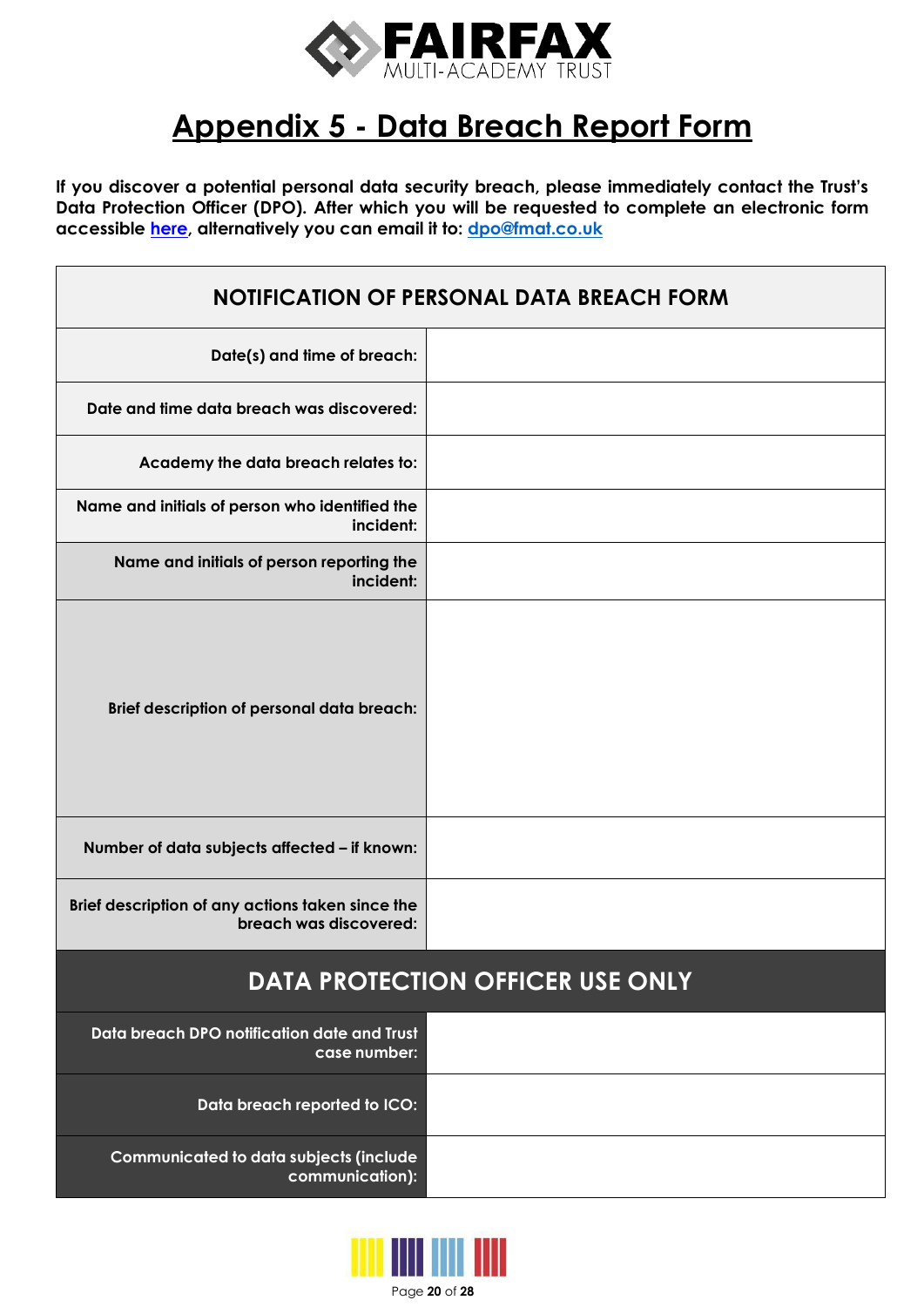# Appendix 5 - Data Breach Report Form

**If you discover a potential personal data security breach, please immediately contact the Trust's Data Protection Officer (DPO). After which you will be requested to complete an electronic form accessible here, alternatively you can email it to: dpo@fmat.co.uk**

| NOTIFICATION OF PERSONAL DATA BREACH FORM | |
|---|---|
| **Date(s) and time of breach:** | |
| **Date and time data breach was discovered:** | |
| **Academy the data breach relates to:** | |
| **Name and initials of person who identified the incident:** | |
| **Name and initials of person reporting the incident:** | |
| **Brief description of personal data breach:** | |
| **Number of data subjects affected – if known:** | |
| **Brief description of any actions taken since the breach was discovered:** | |
| **DATA PROTECTION OFFICER USE ONLY** | |
| **Data breach DPO notification date and Trust case number:** | |
| **Data breach reported to ICO:** | |
| **Communicated to data subjects (include communication):** | |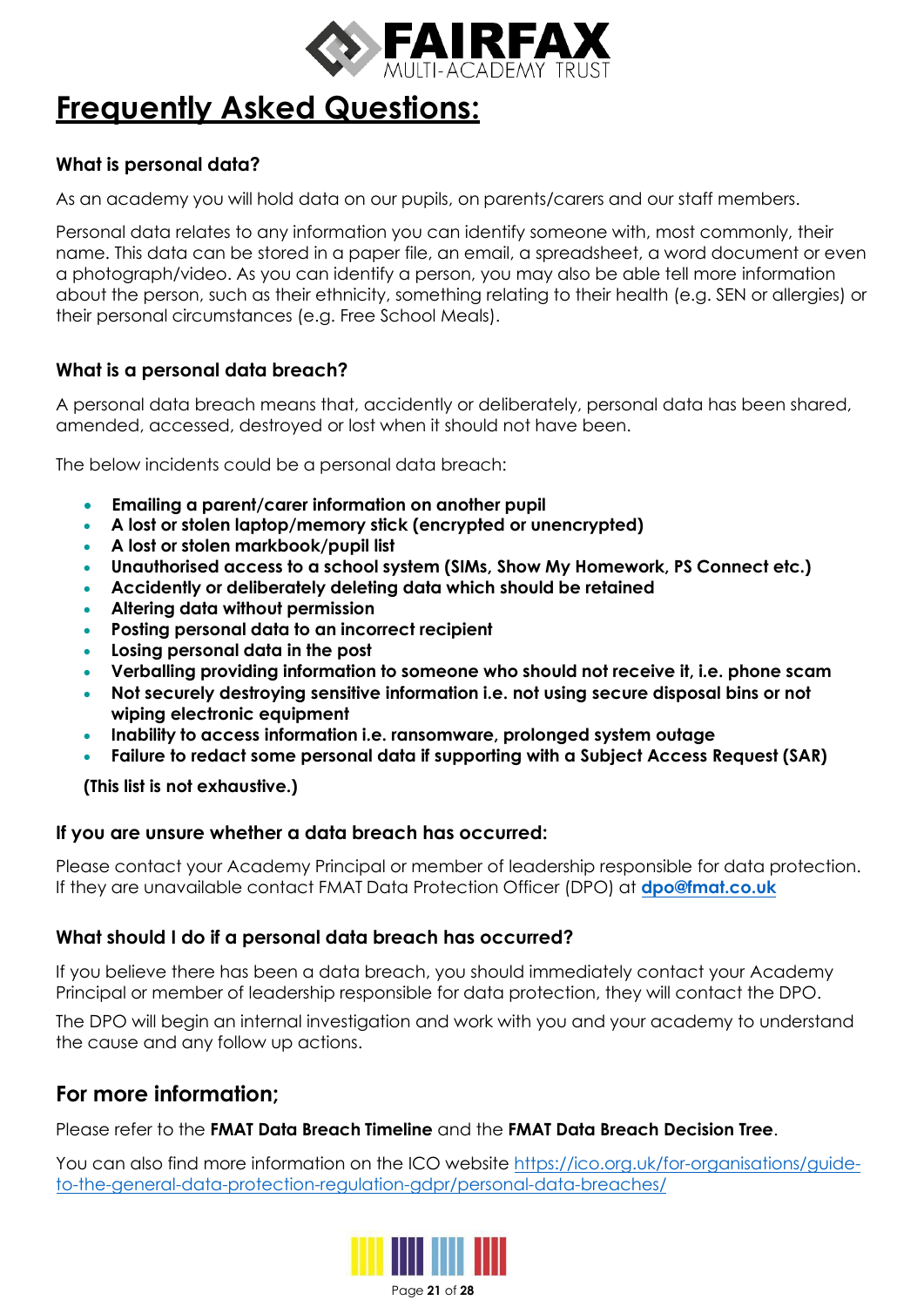# Frequently Asked Questions:

### What is personal data?

As an academy you will hold data on our pupils, on parents/carers and our staff members.

Personal data relates to any information you can identify someone with, most commonly, their name. This data can be stored in a paper file, an email, a spreadsheet, a word document or even a photograph/video. As you can identify a person, you may also be able tell more information about the person, such as their ethnicity, something relating to their health (e.g. SEN or allergies) or their personal circumstances (e.g. Free School Meals).

### What is a personal data breach?

A personal data breach means that, accidently or deliberately, personal data has been shared, amended, accessed, destroyed or lost when it should not have been.

The below incidents could be a personal data breach:

- **Emailing a parent/carer information on another pupil**
- **A lost or stolen laptop/memory stick (encrypted or unencrypted)**
- **A lost or stolen markbook/pupil list**
- **Unauthorised access to a school system (SIMs, Show My Homework, PS Connect etc.)**
- **Accidently or deliberately deleting data which should be retained**
- **Altering data without permission**
- **Posting personal data to an incorrect recipient**
- **Losing personal data in the post**
- **Verballing providing information to someone who should not receive it, i.e. phone scam**
- **Not securely destroying sensitive information i.e. not using secure disposal bins or not wiping electronic equipment**
- **Inability to access information i.e. ransomware, prolonged system outage**
- **Failure to redact some personal data if supporting with a Subject Access Request (SAR)**

**(This list is not exhaustive.)**

### If you are unsure whether a data breach has occurred:

Please contact your Academy Principal or member of leadership responsible for data protection. If they are unavailable contact FMAT Data Protection Officer (DPO) at **dpo@fmat.co.uk**

### What should I do if a personal data breach has occurred?

If you believe there has been a data breach, you should immediately contact your Academy Principal or member of leadership responsible for data protection, they will contact the DPO.

The DPO will begin an internal investigation and work with you and your academy to understand the cause and any follow up actions.

## For more information;

Please refer to the **FMAT Data Breach Timeline** and the **FMAT Data Breach Decision Tree**.

You can also find more information on the ICO website https://ico.org.uk/for-organisations/guide-to-the-general-data-protection-regulation-gdpr/personal-data-breaches/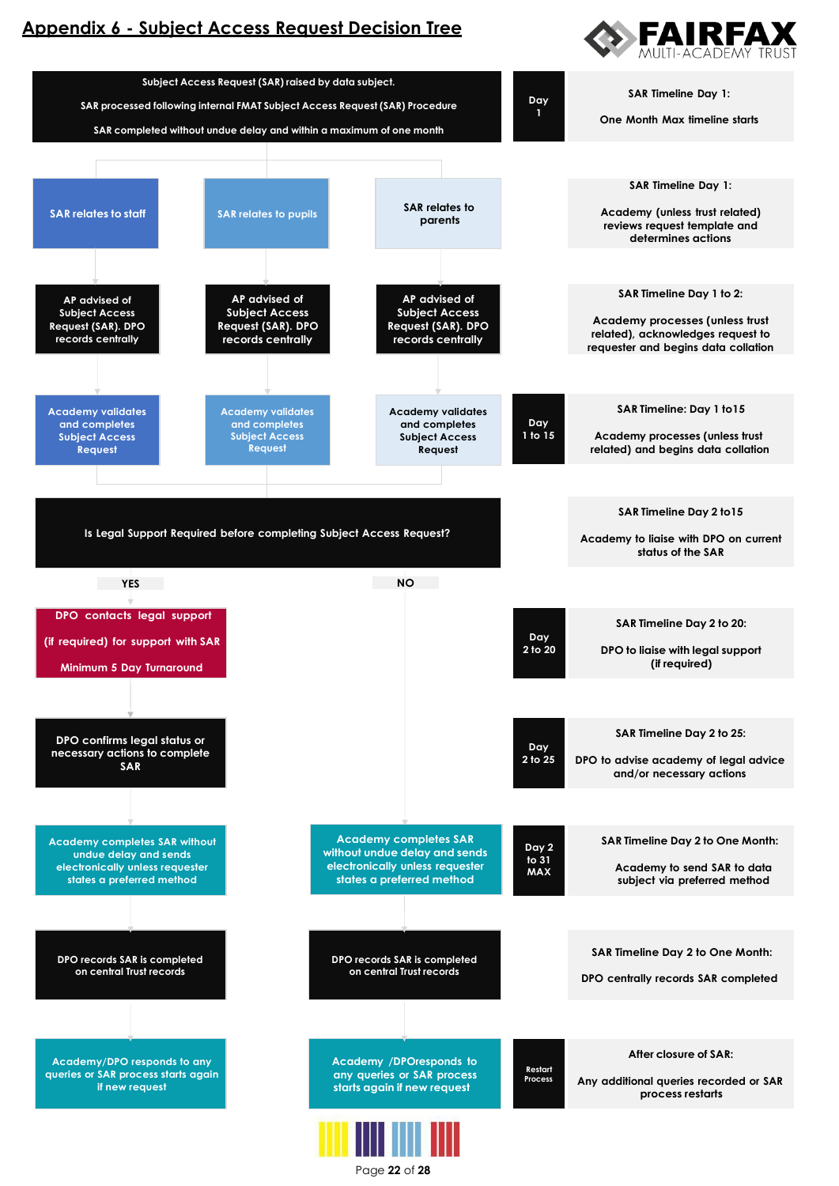# Appendix 6 - Subject Access Request Decision Tree

FAIRFAX MULTI-ACADEMY TRUST

**Subject Access Request (SAR) raised by data subject.**

**SAR processed following internal FMAT Subject Access Request (SAR) Procedure**

**SAR completed without undue delay and within a maximum of one month**

| SAR relates to staff | SAR relates to pupils | SAR relates to parents |
|---|---|---|
| AP advised of Subject Access Request (SAR). DPO records centrally | AP advised of Subject Access Request (SAR). DPO records centrally | AP advised of Subject Access Request (SAR). DPO records centrally |
| Academy validates and completes Subject Access Request | Academy validates and completes Subject Access Request | Academy validates and completes Subject Access Request |

**Is Legal Support Required before completing Subject Access Request?**

**YES:**

1. DPO contacts legal support (if required) for support with SAR. Minimum 5 Day Turnaround
2. DPO confirms legal status or necessary actions to complete SAR
3. Academy completes SAR without undue delay and sends electronically unless requester states a preferred method
4. DPO records SAR is completed on central Trust records
5. Academy/DPO responds to any queries or SAR process starts again if new request

**NO:**

1. Academy completes SAR without undue delay and sends electronically unless requester states a preferred method
2. DPO records SAR is completed on central Trust records
3. Academy /DPOresponds to any queries or SAR process starts again if new request

## SAR Timeline

| Day | Timeline |
|---|---|
| Day 1 | **SAR Timeline Day 1:** One Month Max timeline starts |
| | **SAR Timeline Day 1:** Academy (unless trust related) reviews request template and determines actions |
| | **SAR Timeline Day 1 to 2:** Academy processes (unless trust related), acknowledges request to requester and begins data collation |
| Day 1 to 15 | **SAR Timeline: Day 1 to15** Academy processes (unless trust related) and begins data collation |
| | **SAR Timeline Day 2 to15** Academy to liaise with DPO on current status of the SAR |
| Day 2 to 20 | **SAR Timeline Day 2 to 20:** DPO to liaise with legal support (if required) |
| Day 2 to 25 | **SAR Timeline Day 2 to 25:** DPO to advise academy of legal advice and/or necessary actions |
| Day 2 to 31 MAX | **SAR Timeline Day 2 to One Month:** Academy to send SAR to data subject via preferred method |
| | **SAR Timeline Day 2 to One Month:** DPO centrally records SAR completed |
| Restart Process | **After closure of SAR:** Any additional queries recorded or SAR process restarts |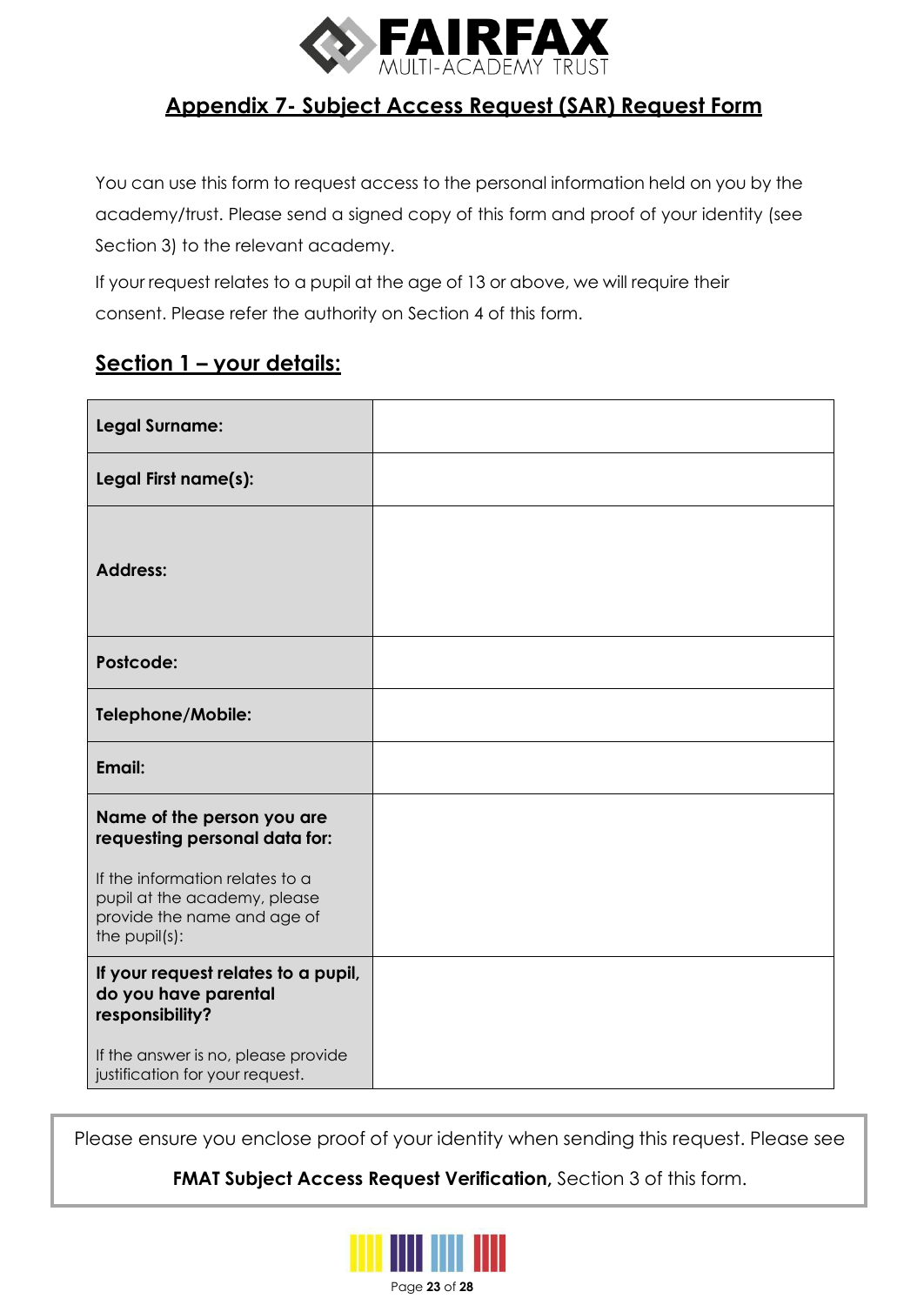## Appendix 7- Subject Access Request (SAR) Request Form

You can use this form to request access to the personal information held on you by the academy/trust. Please send a signed copy of this form and proof of your identity (see Section 3) to the relevant academy.

If your request relates to a pupil at the age of 13 or above, we will require their consent. Please refer the authority on Section 4 of this form.

### Section 1 – your details:

| | |
|---|---|
| **Legal Surname:** | |
| **Legal First name(s):** | |
| **Address:** | |
| **Postcode:** | |
| **Telephone/Mobile:** | |
| **Email:** | |
| **Name of the person you are requesting personal data for:** If the information relates to a pupil at the academy, please provide the name and age of the pupil(s): | |
| **If your request relates to a pupil, do you have parental responsibility?** If the answer is no, please provide justification for your request. | |

Please ensure you enclose proof of your identity when sending this request. Please see **FMAT Subject Access Request Verification,** Section 3 of this form.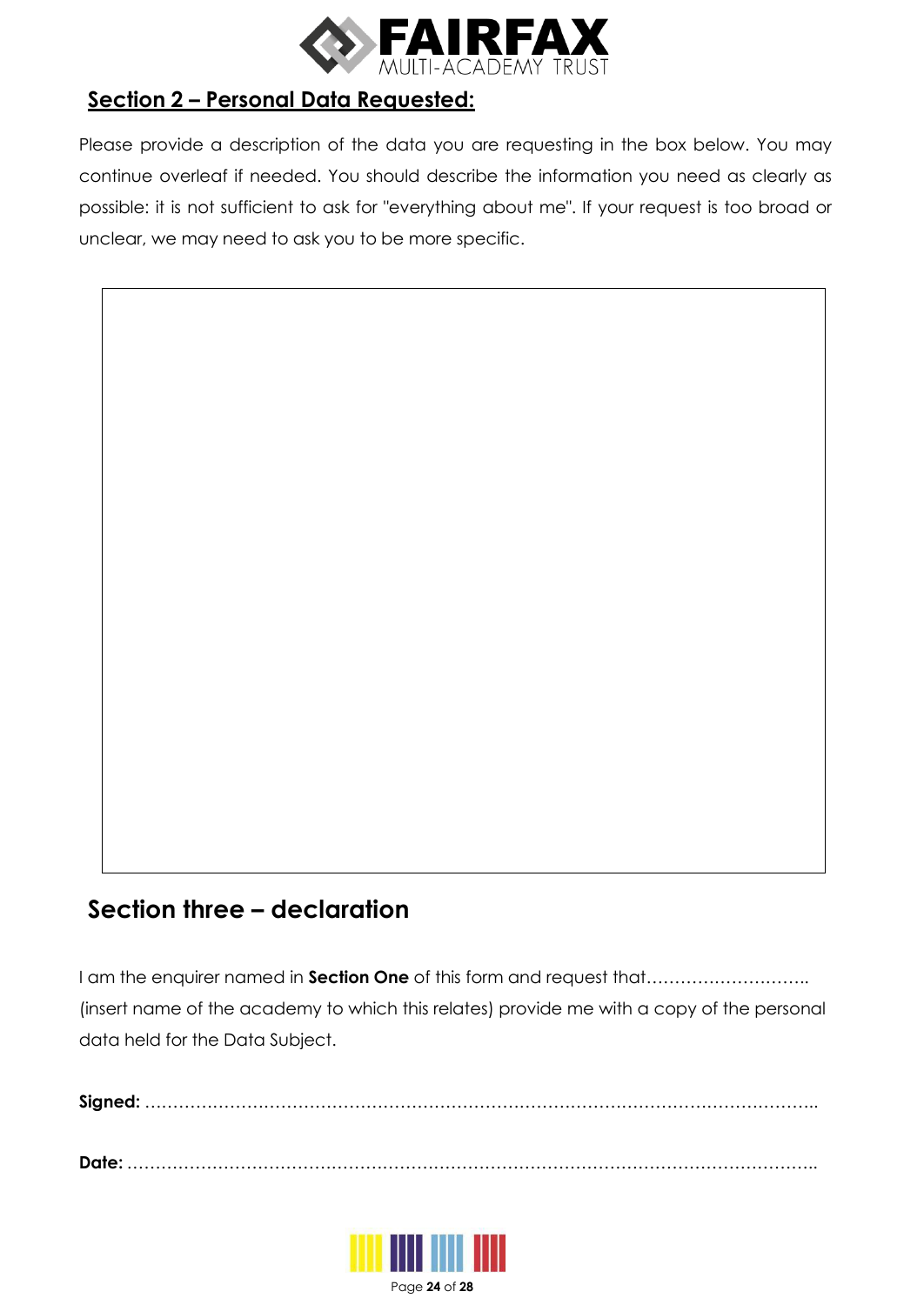## Section 2 – Personal Data Requested:

Please provide a description of the data you are requesting in the box below. You may continue overleaf if needed. You should describe the information you need as clearly as possible: it is not sufficient to ask for "everything about me". If your request is too broad or unclear, we may need to ask you to be more specific.

## Section three – declaration

I am the enquirer named in **Section One** of this form and request that……………………….. (insert name of the academy to which this relates) provide me with a copy of the personal data held for the Data Subject.

**Signed:** ……………………………………………………………………………………………………..

**Date:** ………………………………………………………………………………………………………..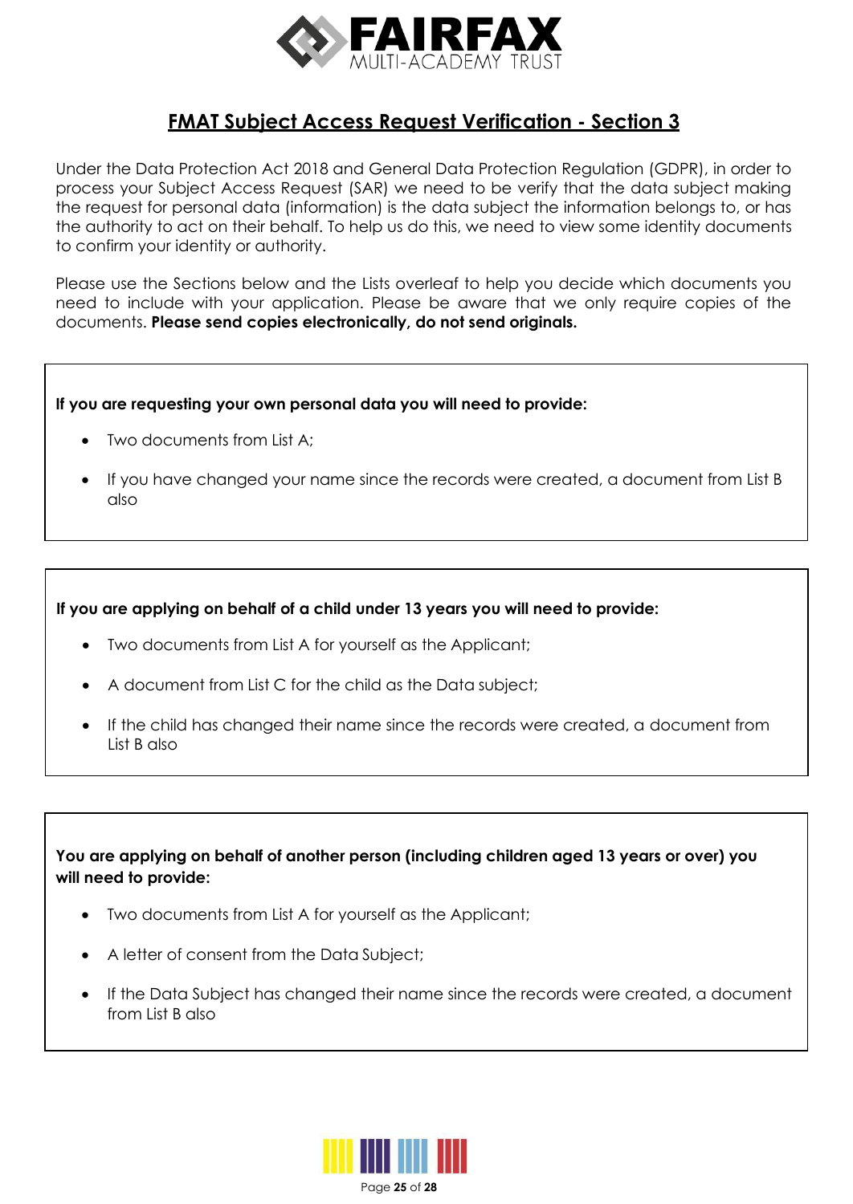## FMAT Subject Access Request Verification - Section 3

Under the Data Protection Act 2018 and General Data Protection Regulation (GDPR), in order to process your Subject Access Request (SAR) we need to be verify that the data subject making the request for personal data (information) is the data subject the information belongs to, or has the authority to act on their behalf. To help us do this, we need to view some identity documents to confirm your identity or authority.

Please use the Sections below and the Lists overleaf to help you decide which documents you need to include with your application. Please be aware that we only require copies of the documents. **Please send copies electronically, do not send originals.**

**If you are requesting your own personal data you will need to provide:**

- Two documents from List A;
- If you have changed your name since the records were created, a document from List B also

**If you are applying on behalf of a child under 13 years you will need to provide:**

- Two documents from List A for yourself as the Applicant;
- A document from List C for the child as the Data subject;
- If the child has changed their name since the records were created, a document from List B also

**You are applying on behalf of another person (including children aged 13 years or over) you will need to provide:**

- Two documents from List A for yourself as the Applicant;
- A letter of consent from the Data Subject;
- If the Data Subject has changed their name since the records were created, a document from List B also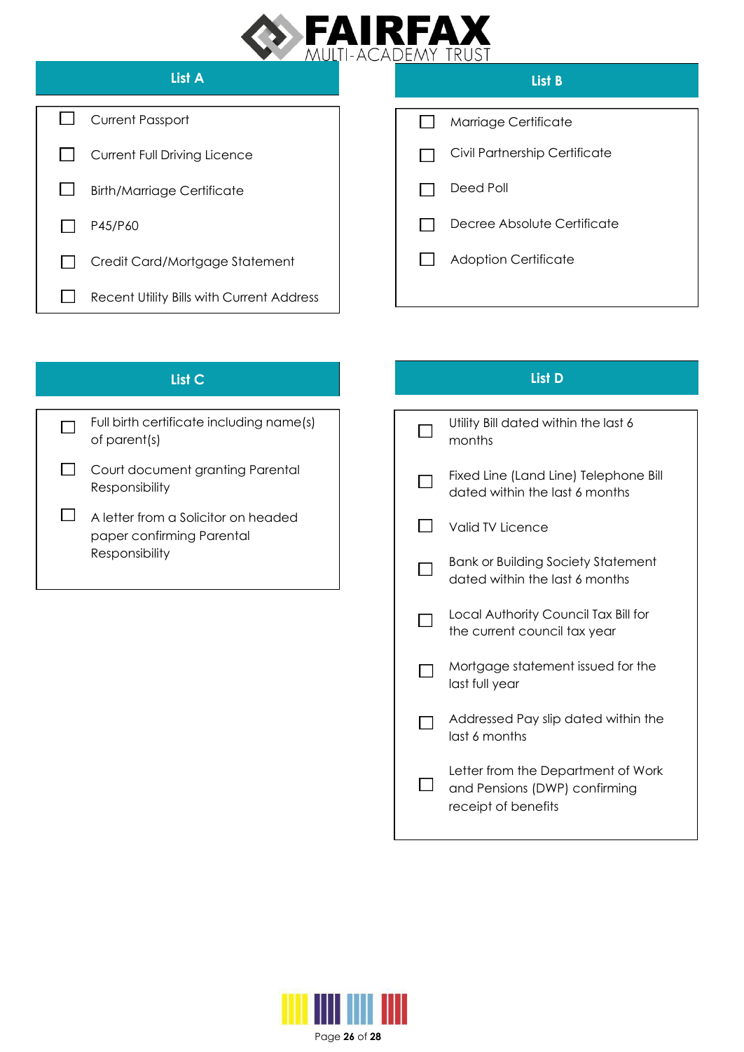## List A

- ☐ Current Passport
- ☐ Current Full Driving Licence
- ☐ Birth/Marriage Certificate
- ☐ P45/P60
- ☐ Credit Card/Mortgage Statement
- ☐ Recent Utility Bills with Current Address

## List B

- ☐ Marriage Certificate
- ☐ Civil Partnership Certificate
- ☐ Deed Poll
- ☐ Decree Absolute Certificate
- ☐ Adoption Certificate

## List C

- ☐ Full birth certificate including name(s) of parent(s)
- ☐ Court document granting Parental Responsibility
- ☐ A letter from a Solicitor on headed paper confirming Parental Responsibility

## List D

- ☐ Utility Bill dated within the last 6 months
- ☐ Fixed Line (Land Line) Telephone Bill dated within the last 6 months
- ☐ Valid TV Licence
- ☐ Bank or Building Society Statement dated within the last 6 months
- ☐ Local Authority Council Tax Bill for the current council tax year
- ☐ Mortgage statement issued for the last full year
- ☐ Addressed Pay slip dated within the last 6 months
- ☐ Letter from the Department of Work and Pensions (DWP) confirming receipt of benefits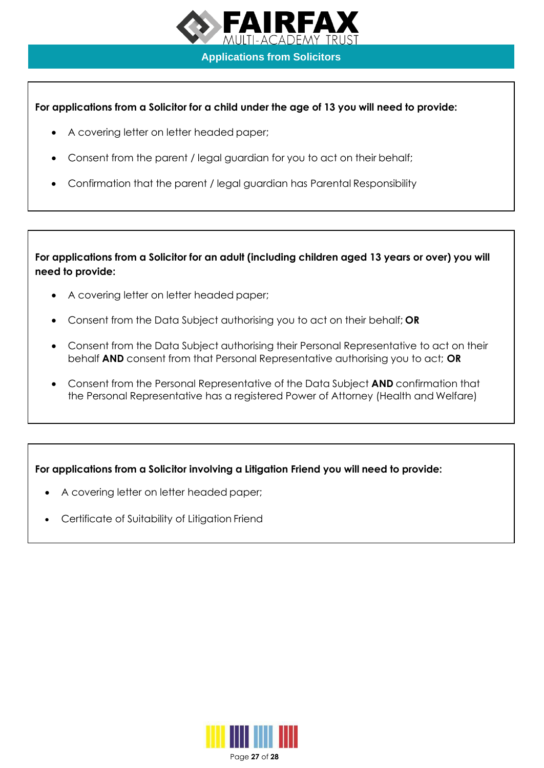## Applications from Solicitors

**For applications from a Solicitor for a child under the age of 13 you will need to provide:**

- A covering letter on letter headed paper;
- Consent from the parent / legal guardian for you to act on their behalf;
- Confirmation that the parent / legal guardian has Parental Responsibility

**For applications from a Solicitor for an adult (including children aged 13 years or over) you will need to provide:**

- A covering letter on letter headed paper;
- Consent from the Data Subject authorising you to act on their behalf; **OR**
- Consent from the Data Subject authorising their Personal Representative to act on their behalf **AND** consent from that Personal Representative authorising you to act; **OR**
- Consent from the Personal Representative of the Data Subject **AND** confirmation that the Personal Representative has a registered Power of Attorney (Health and Welfare)

**For applications from a Solicitor involving a Litigation Friend you will need to provide:**

- A covering letter on letter headed paper;
- Certificate of Suitability of Litigation Friend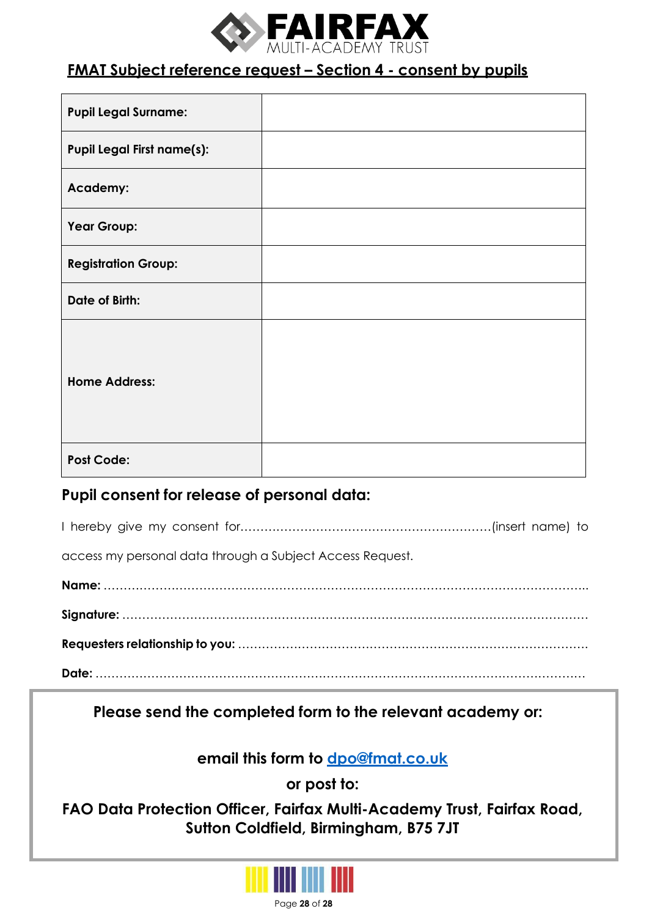## FMAT Subject reference request – Section 4 - consent by pupils

| | |
|---|---|
| **Pupil Legal Surname:** | |
| **Pupil Legal First name(s):** | |
| **Academy:** | |
| **Year Group:** | |
| **Registration Group:** | |
| **Date of Birth:** | |
| **Home Address:** | |
| **Post Code:** | |

### Pupil consent for release of personal data:

I hereby give my consent for……………………………………………………(insert name) to access my personal data through a Subject Access Request.

**Name:** ……………………………………………………………………………………………………..

**Signature:** ……………………………………………………………………………………………………

**Requesters relationship to you:** …………………………………………………………………………

**Date:** ……………………………………………………………………………………………………

**Please send the completed form to the relevant academy or:**

**email this form to [dpo@fmat.co.uk](mailto:dpo@fmat.co.uk)**

**or post to:**

**FAO Data Protection Officer, Fairfax Multi-Academy Trust, Fairfax Road, Sutton Coldfield, Birmingham, B75 7JT**